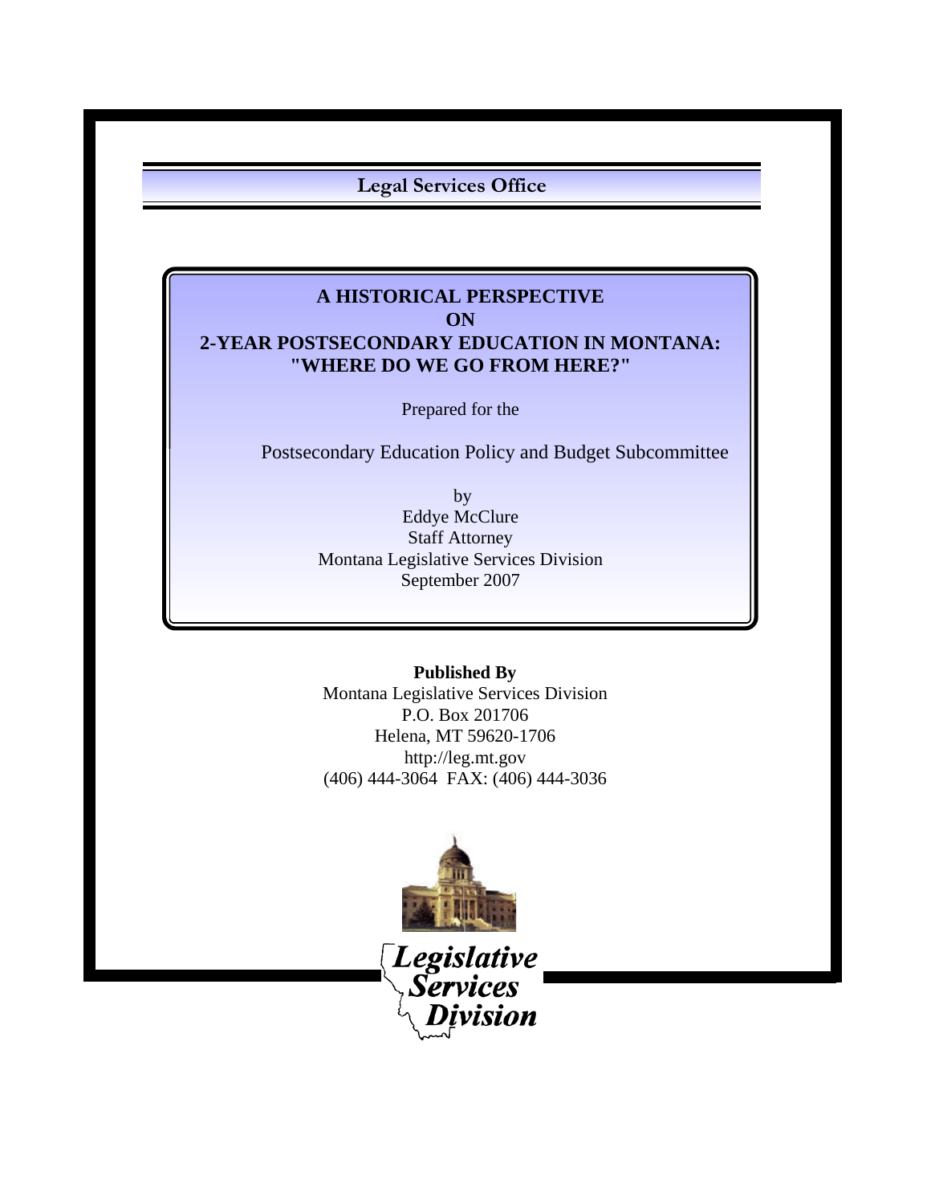**Legal Services Office**

# A HISTORICAL PERSPECTIVE ON 2-YEAR POSTSECONDARY EDUCATION IN MONTANA: "WHERE DO WE GO FROM HERE?"

Prepared for the

Postsecondary Education Policy and Budget Subcommittee

by
Eddye McClure
Staff Attorney
Montana Legislative Services Division
September 2007

**Published By**
Montana Legislative Services Division
P.O. Box 201706
Helena, MT 59620-1706
http://leg.mt.gov
(406) 444-3064 FAX: (406) 444-3036

Legislative Services Division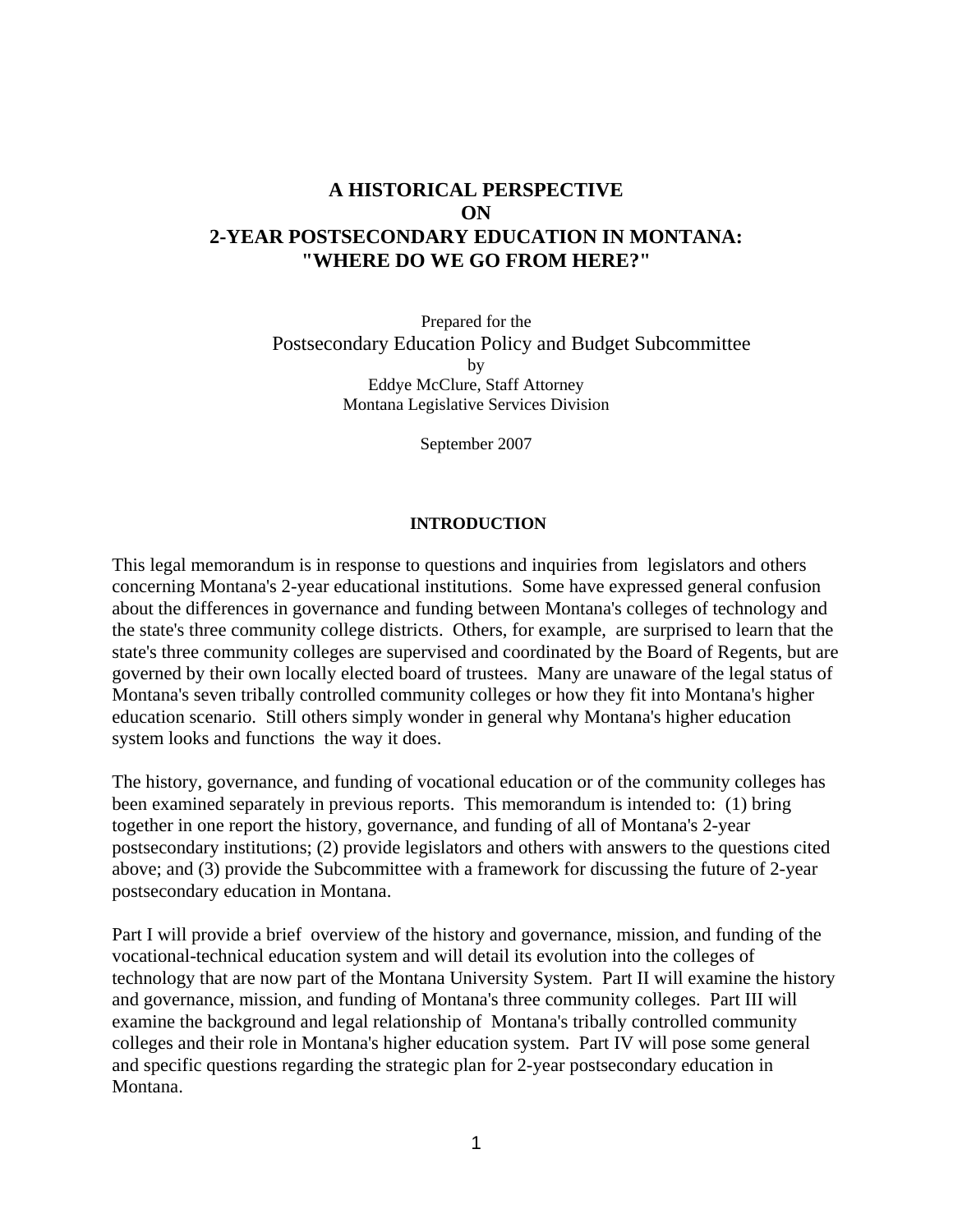# A HISTORICAL PERSPECTIVE ON 2-YEAR POSTSECONDARY EDUCATION IN MONTANA: "WHERE DO WE GO FROM HERE?"

Prepared for the

Postsecondary Education Policy and Budget Subcommittee

by

Eddye McClure, Staff Attorney

Montana Legislative Services Division

September 2007

## INTRODUCTION

This legal memorandum is in response to questions and inquiries from legislators and others concerning Montana's 2-year educational institutions. Some have expressed general confusion about the differences in governance and funding between Montana's colleges of technology and the state's three community college districts. Others, for example, are surprised to learn that the state's three community colleges are supervised and coordinated by the Board of Regents, but are governed by their own locally elected board of trustees. Many are unaware of the legal status of Montana's seven tribally controlled community colleges or how they fit into Montana's higher education scenario. Still others simply wonder in general why Montana's higher education system looks and functions the way it does.

The history, governance, and funding of vocational education or of the community colleges has been examined separately in previous reports. This memorandum is intended to: (1) bring together in one report the history, governance, and funding of all of Montana's 2-year postsecondary institutions; (2) provide legislators and others with answers to the questions cited above; and (3) provide the Subcommittee with a framework for discussing the future of 2-year postsecondary education in Montana.

Part I will provide a brief overview of the history and governance, mission, and funding of the vocational-technical education system and will detail its evolution into the colleges of technology that are now part of the Montana University System. Part II will examine the history and governance, mission, and funding of Montana's three community colleges. Part III will examine the background and legal relationship of Montana's tribally controlled community colleges and their role in Montana's higher education system. Part IV will pose some general and specific questions regarding the strategic plan for 2-year postsecondary education in Montana.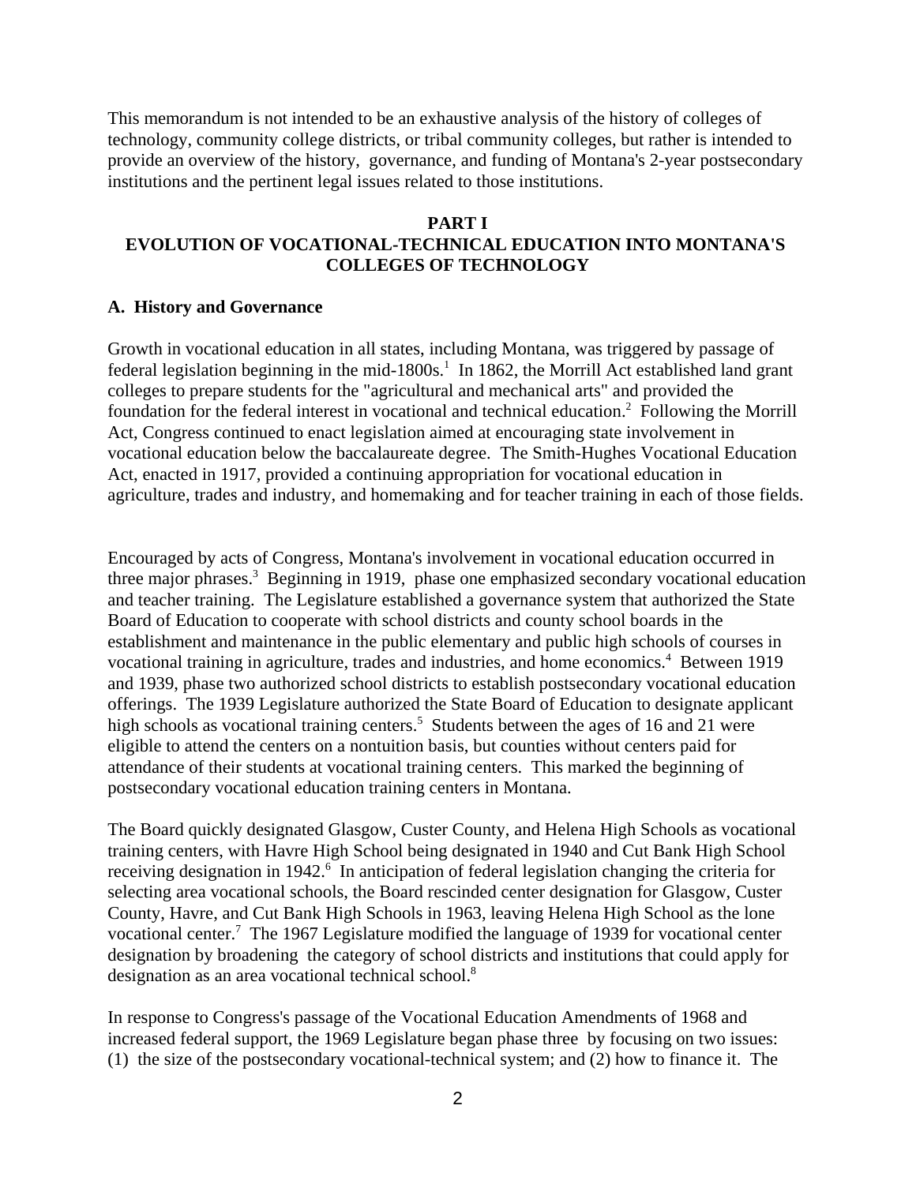This memorandum is not intended to be an exhaustive analysis of the history of colleges of technology, community college districts, or tribal community colleges, but rather is intended to provide an overview of the history, governance, and funding of Montana's 2-year postsecondary institutions and the pertinent legal issues related to those institutions.

## PART I
## EVOLUTION OF VOCATIONAL-TECHNICAL EDUCATION INTO MONTANA'S COLLEGES OF TECHNOLOGY

### A. History and Governance

Growth in vocational education in all states, including Montana, was triggered by passage of federal legislation beginning in the mid-1800s.[1] In 1862, the Morrill Act established land grant colleges to prepare students for the "agricultural and mechanical arts" and provided the foundation for the federal interest in vocational and technical education.[2] Following the Morrill Act, Congress continued to enact legislation aimed at encouraging state involvement in vocational education below the baccalaureate degree. The Smith-Hughes Vocational Education Act, enacted in 1917, provided a continuing appropriation for vocational education in agriculture, trades and industry, and homemaking and for teacher training in each of those fields.

Encouraged by acts of Congress, Montana's involvement in vocational education occurred in three major phrases.[3] Beginning in 1919, phase one emphasized secondary vocational education and teacher training. The Legislature established a governance system that authorized the State Board of Education to cooperate with school districts and county school boards in the establishment and maintenance in the public elementary and public high schools of courses in vocational training in agriculture, trades and industries, and home economics.[4] Between 1919 and 1939, phase two authorized school districts to establish postsecondary vocational education offerings. The 1939 Legislature authorized the State Board of Education to designate applicant high schools as vocational training centers.[5] Students between the ages of 16 and 21 were eligible to attend the centers on a nontuition basis, but counties without centers paid for attendance of their students at vocational training centers. This marked the beginning of postsecondary vocational education training centers in Montana.

The Board quickly designated Glasgow, Custer County, and Helena High Schools as vocational training centers, with Havre High School being designated in 1940 and Cut Bank High School receiving designation in 1942.[6] In anticipation of federal legislation changing the criteria for selecting area vocational schools, the Board rescinded center designation for Glasgow, Custer County, Havre, and Cut Bank High Schools in 1963, leaving Helena High School as the lone vocational center.[7] The 1967 Legislature modified the language of 1939 for vocational center designation by broadening the category of school districts and institutions that could apply for designation as an area vocational technical school.[8]

In response to Congress's passage of the Vocational Education Amendments of 1968 and increased federal support, the 1969 Legislature began phase three by focusing on two issues: (1) the size of the postsecondary vocational-technical system; and (2) how to finance it. The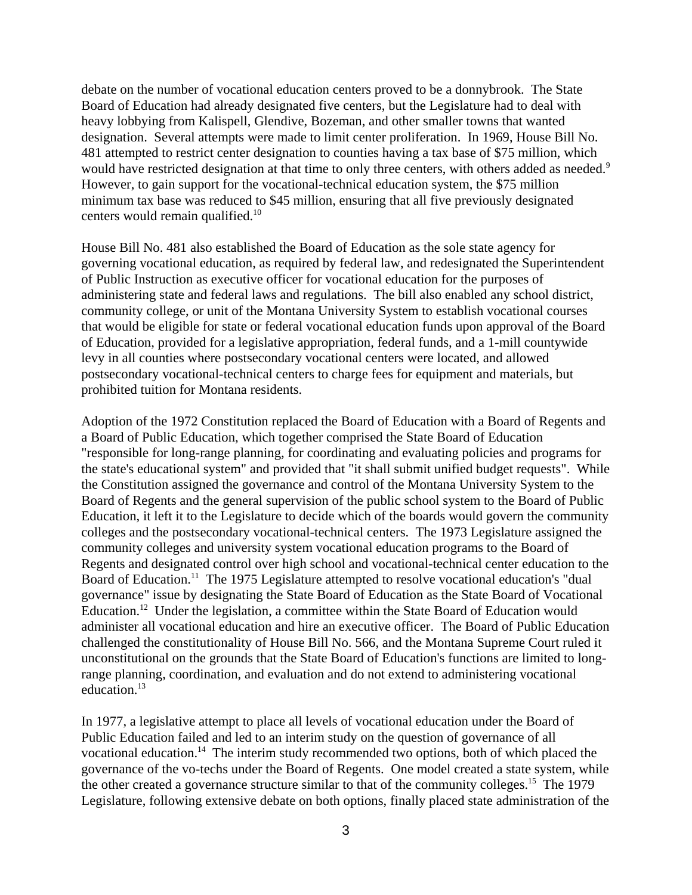debate on the number of vocational education centers proved to be a donnybrook. The State Board of Education had already designated five centers, but the Legislature had to deal with heavy lobbying from Kalispell, Glendive, Bozeman, and other smaller towns that wanted designation. Several attempts were made to limit center proliferation. In 1969, House Bill No. 481 attempted to restrict center designation to counties having a tax base of $75 million, which would have restricted designation at that time to only three centers, with others added as needed.[9] However, to gain support for the vocational-technical education system, the $75 million minimum tax base was reduced to $45 million, ensuring that all five previously designated centers would remain qualified.[10]

House Bill No. 481 also established the Board of Education as the sole state agency for governing vocational education, as required by federal law, and redesignated the Superintendent of Public Instruction as executive officer for vocational education for the purposes of administering state and federal laws and regulations. The bill also enabled any school district, community college, or unit of the Montana University System to establish vocational courses that would be eligible for state or federal vocational education funds upon approval of the Board of Education, provided for a legislative appropriation, federal funds, and a 1-mill countywide levy in all counties where postsecondary vocational centers were located, and allowed postsecondary vocational-technical centers to charge fees for equipment and materials, but prohibited tuition for Montana residents.

Adoption of the 1972 Constitution replaced the Board of Education with a Board of Regents and a Board of Public Education, which together comprised the State Board of Education "responsible for long-range planning, for coordinating and evaluating policies and programs for the state's educational system" and provided that "it shall submit unified budget requests". While the Constitution assigned the governance and control of the Montana University System to the Board of Regents and the general supervision of the public school system to the Board of Public Education, it left it to the Legislature to decide which of the boards would govern the community colleges and the postsecondary vocational-technical centers. The 1973 Legislature assigned the community colleges and university system vocational education programs to the Board of Regents and designated control over high school and vocational-technical center education to the Board of Education.[11] The 1975 Legislature attempted to resolve vocational education's "dual governance" issue by designating the State Board of Education as the State Board of Vocational Education.[12] Under the legislation, a committee within the State Board of Education would administer all vocational education and hire an executive officer. The Board of Public Education challenged the constitutionality of House Bill No. 566, and the Montana Supreme Court ruled it unconstitutional on the grounds that the State Board of Education's functions are limited to long-range planning, coordination, and evaluation and do not extend to administering vocational education.[13]

In 1977, a legislative attempt to place all levels of vocational education under the Board of Public Education failed and led to an interim study on the question of governance of all vocational education.[14] The interim study recommended two options, both of which placed the governance of the vo-techs under the Board of Regents. One model created a state system, while the other created a governance structure similar to that of the community colleges.[15] The 1979 Legislature, following extensive debate on both options, finally placed state administration of the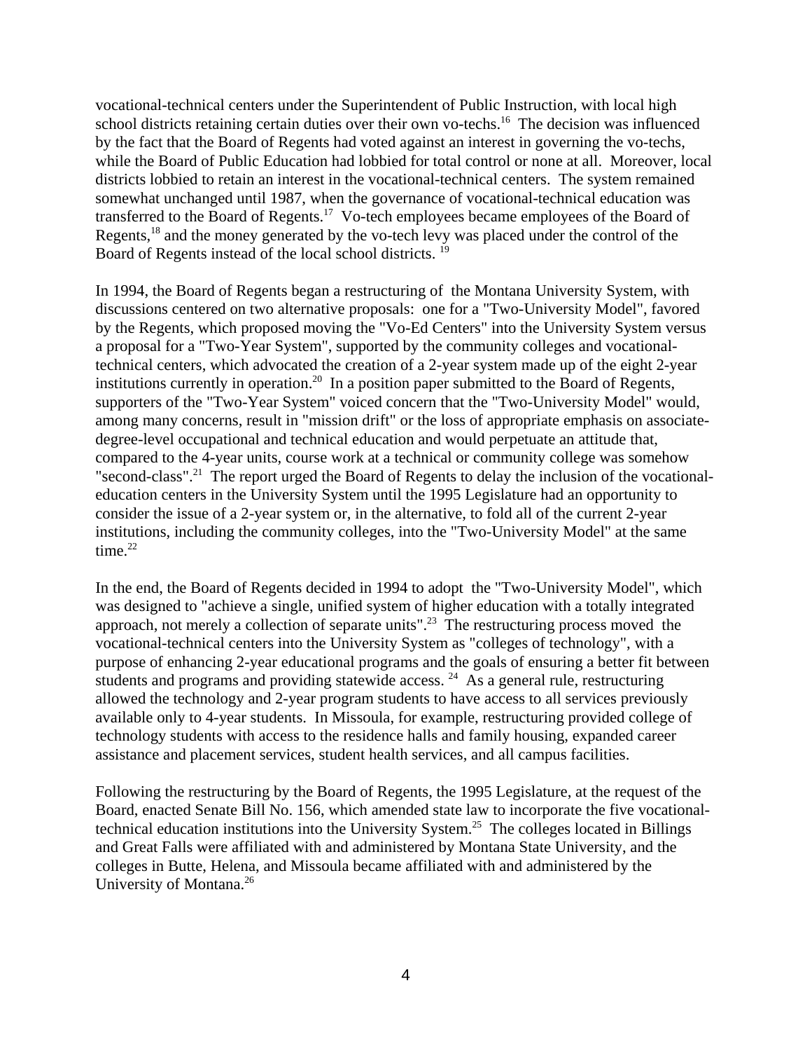vocational-technical centers under the Superintendent of Public Instruction, with local high school districts retaining certain duties over their own vo-techs.[16] The decision was influenced by the fact that the Board of Regents had voted against an interest in governing the vo-techs, while the Board of Public Education had lobbied for total control or none at all. Moreover, local districts lobbied to retain an interest in the vocational-technical centers. The system remained somewhat unchanged until 1987, when the governance of vocational-technical education was transferred to the Board of Regents.[17] Vo-tech employees became employees of the Board of Regents,[18] and the money generated by the vo-tech levy was placed under the control of the Board of Regents instead of the local school districts.[19]

In 1994, the Board of Regents began a restructuring of the Montana University System, with discussions centered on two alternative proposals: one for a "Two-University Model", favored by the Regents, which proposed moving the "Vo-Ed Centers" into the University System versus a proposal for a "Two-Year System", supported by the community colleges and vocational-technical centers, which advocated the creation of a 2-year system made up of the eight 2-year institutions currently in operation.[20] In a position paper submitted to the Board of Regents, supporters of the "Two-Year System" voiced concern that the "Two-University Model" would, among many concerns, result in "mission drift" or the loss of appropriate emphasis on associate-degree-level occupational and technical education and would perpetuate an attitude that, compared to the 4-year units, course work at a technical or community college was somehow "second-class".[21] The report urged the Board of Regents to delay the inclusion of the vocational-education centers in the University System until the 1995 Legislature had an opportunity to consider the issue of a 2-year system or, in the alternative, to fold all of the current 2-year institutions, including the community colleges, into the "Two-University Model" at the same time.[22]

In the end, the Board of Regents decided in 1994 to adopt the "Two-University Model", which was designed to "achieve a single, unified system of higher education with a totally integrated approach, not merely a collection of separate units".[23] The restructuring process moved the vocational-technical centers into the University System as "colleges of technology", with a purpose of enhancing 2-year educational programs and the goals of ensuring a better fit between students and programs and providing statewide access.[24] As a general rule, restructuring allowed the technology and 2-year program students to have access to all services previously available only to 4-year students. In Missoula, for example, restructuring provided college of technology students with access to the residence halls and family housing, expanded career assistance and placement services, student health services, and all campus facilities.

Following the restructuring by the Board of Regents, the 1995 Legislature, at the request of the Board, enacted Senate Bill No. 156, which amended state law to incorporate the five vocational-technical education institutions into the University System.[25] The colleges located in Billings and Great Falls were affiliated with and administered by Montana State University, and the colleges in Butte, Helena, and Missoula became affiliated with and administered by the University of Montana.[26]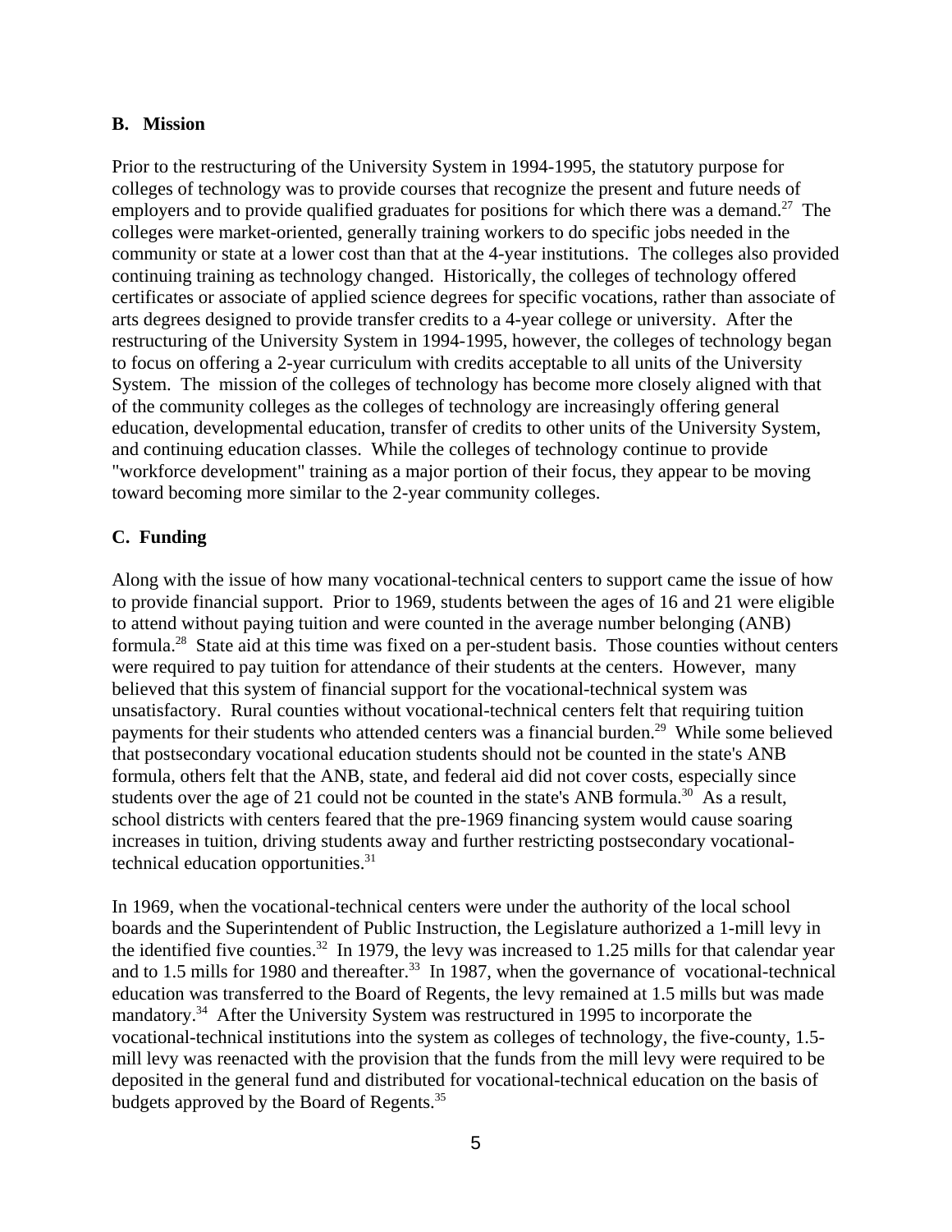## B. Mission

Prior to the restructuring of the University System in 1994-1995, the statutory purpose for colleges of technology was to provide courses that recognize the present and future needs of employers and to provide qualified graduates for positions for which there was a demand.[27] The colleges were market-oriented, generally training workers to do specific jobs needed in the community or state at a lower cost than that at the 4-year institutions. The colleges also provided continuing training as technology changed. Historically, the colleges of technology offered certificates or associate of applied science degrees for specific vocations, rather than associate of arts degrees designed to provide transfer credits to a 4-year college or university. After the restructuring of the University System in 1994-1995, however, the colleges of technology began to focus on offering a 2-year curriculum with credits acceptable to all units of the University System. The mission of the colleges of technology has become more closely aligned with that of the community colleges as the colleges of technology are increasingly offering general education, developmental education, transfer of credits to other units of the University System, and continuing education classes. While the colleges of technology continue to provide "workforce development" training as a major portion of their focus, they appear to be moving toward becoming more similar to the 2-year community colleges.

## C. Funding

Along with the issue of how many vocational-technical centers to support came the issue of how to provide financial support. Prior to 1969, students between the ages of 16 and 21 were eligible to attend without paying tuition and were counted in the average number belonging (ANB) formula.[28] State aid at this time was fixed on a per-student basis. Those counties without centers were required to pay tuition for attendance of their students at the centers. However, many believed that this system of financial support for the vocational-technical system was unsatisfactory. Rural counties without vocational-technical centers felt that requiring tuition payments for their students who attended centers was a financial burden.[29] While some believed that postsecondary vocational education students should not be counted in the state's ANB formula, others felt that the ANB, state, and federal aid did not cover costs, especially since students over the age of 21 could not be counted in the state's ANB formula.[30] As a result, school districts with centers feared that the pre-1969 financing system would cause soaring increases in tuition, driving students away and further restricting postsecondary vocational-technical education opportunities.[31]

In 1969, when the vocational-technical centers were under the authority of the local school boards and the Superintendent of Public Instruction, the Legislature authorized a 1-mill levy in the identified five counties.[32] In 1979, the levy was increased to 1.25 mills for that calendar year and to 1.5 mills for 1980 and thereafter.[33] In 1987, when the governance of vocational-technical education was transferred to the Board of Regents, the levy remained at 1.5 mills but was made mandatory.[34] After the University System was restructured in 1995 to incorporate the vocational-technical institutions into the system as colleges of technology, the five-county, 1.5-mill levy was reenacted with the provision that the funds from the mill levy were required to be deposited in the general fund and distributed for vocational-technical education on the basis of budgets approved by the Board of Regents.[35]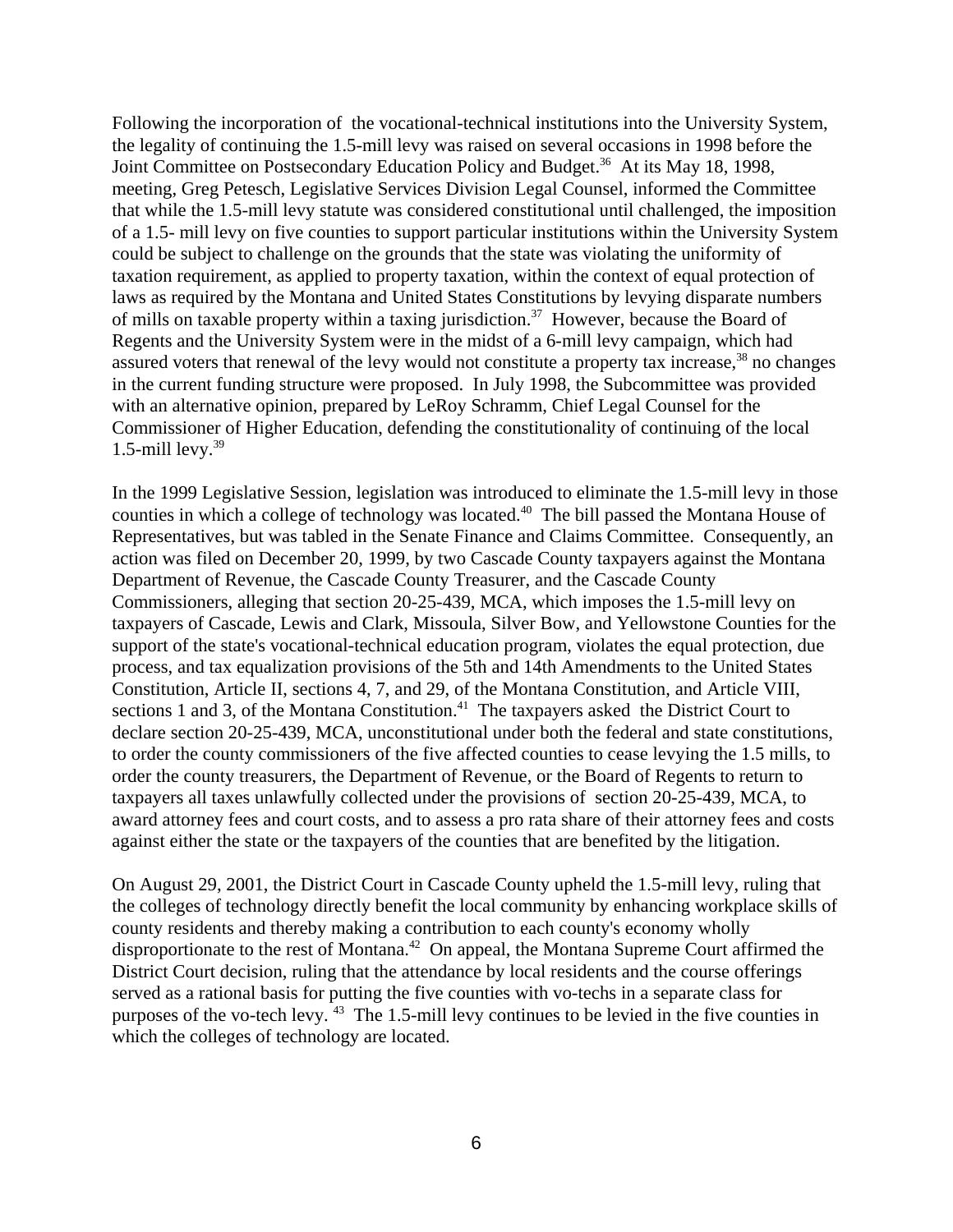Following the incorporation of the vocational-technical institutions into the University System, the legality of continuing the 1.5-mill levy was raised on several occasions in 1998 before the Joint Committee on Postsecondary Education Policy and Budget.[36] At its May 18, 1998, meeting, Greg Petesch, Legislative Services Division Legal Counsel, informed the Committee that while the 1.5-mill levy statute was considered constitutional until challenged, the imposition of a 1.5- mill levy on five counties to support particular institutions within the University System could be subject to challenge on the grounds that the state was violating the uniformity of taxation requirement, as applied to property taxation, within the context of equal protection of laws as required by the Montana and United States Constitutions by levying disparate numbers of mills on taxable property within a taxing jurisdiction.[37] However, because the Board of Regents and the University System were in the midst of a 6-mill levy campaign, which had assured voters that renewal of the levy would not constitute a property tax increase,[38] no changes in the current funding structure were proposed. In July 1998, the Subcommittee was provided with an alternative opinion, prepared by LeRoy Schramm, Chief Legal Counsel for the Commissioner of Higher Education, defending the constitutionality of continuing of the local 1.5-mill levy.[39]

In the 1999 Legislative Session, legislation was introduced to eliminate the 1.5-mill levy in those counties in which a college of technology was located.[40] The bill passed the Montana House of Representatives, but was tabled in the Senate Finance and Claims Committee. Consequently, an action was filed on December 20, 1999, by two Cascade County taxpayers against the Montana Department of Revenue, the Cascade County Treasurer, and the Cascade County Commissioners, alleging that section 20-25-439, MCA, which imposes the 1.5-mill levy on taxpayers of Cascade, Lewis and Clark, Missoula, Silver Bow, and Yellowstone Counties for the support of the state's vocational-technical education program, violates the equal protection, due process, and tax equalization provisions of the 5th and 14th Amendments to the United States Constitution, Article II, sections 4, 7, and 29, of the Montana Constitution, and Article VIII, sections 1 and 3, of the Montana Constitution.[41] The taxpayers asked the District Court to declare section 20-25-439, MCA, unconstitutional under both the federal and state constitutions, to order the county commissioners of the five affected counties to cease levying the 1.5 mills, to order the county treasurers, the Department of Revenue, or the Board of Regents to return to taxpayers all taxes unlawfully collected under the provisions of section 20-25-439, MCA, to award attorney fees and court costs, and to assess a pro rata share of their attorney fees and costs against either the state or the taxpayers of the counties that are benefited by the litigation.

On August 29, 2001, the District Court in Cascade County upheld the 1.5-mill levy, ruling that the colleges of technology directly benefit the local community by enhancing workplace skills of county residents and thereby making a contribution to each county's economy wholly disproportionate to the rest of Montana.[42] On appeal, the Montana Supreme Court affirmed the District Court decision, ruling that the attendance by local residents and the course offerings served as a rational basis for putting the five counties with vo-techs in a separate class for purposes of the vo-tech levy.[43] The 1.5-mill levy continues to be levied in the five counties in which the colleges of technology are located.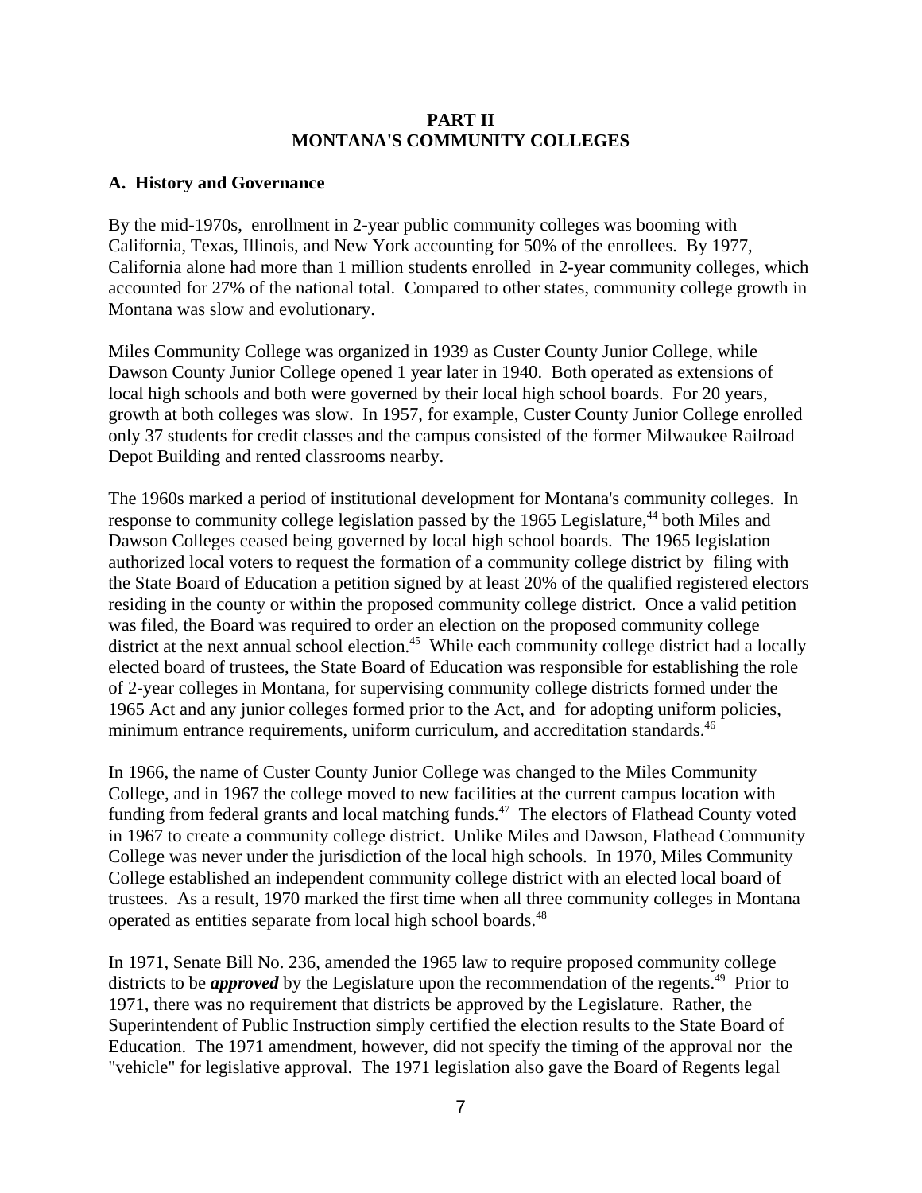# PART II
# MONTANA'S COMMUNITY COLLEGES

## A. History and Governance

By the mid-1970s, enrollment in 2-year public community colleges was booming with California, Texas, Illinois, and New York accounting for 50% of the enrollees. By 1977, California alone had more than 1 million students enrolled in 2-year community colleges, which accounted for 27% of the national total. Compared to other states, community college growth in Montana was slow and evolutionary.

Miles Community College was organized in 1939 as Custer County Junior College, while Dawson County Junior College opened 1 year later in 1940. Both operated as extensions of local high schools and both were governed by their local high school boards. For 20 years, growth at both colleges was slow. In 1957, for example, Custer County Junior College enrolled only 37 students for credit classes and the campus consisted of the former Milwaukee Railroad Depot Building and rented classrooms nearby.

The 1960s marked a period of institutional development for Montana's community colleges. In response to community college legislation passed by the 1965 Legislature,[44] both Miles and Dawson Colleges ceased being governed by local high school boards. The 1965 legislation authorized local voters to request the formation of a community college district by filing with the State Board of Education a petition signed by at least 20% of the qualified registered electors residing in the county or within the proposed community college district. Once a valid petition was filed, the Board was required to order an election on the proposed community college district at the next annual school election.[45] While each community college district had a locally elected board of trustees, the State Board of Education was responsible for establishing the role of 2-year colleges in Montana, for supervising community college districts formed under the 1965 Act and any junior colleges formed prior to the Act, and for adopting uniform policies, minimum entrance requirements, uniform curriculum, and accreditation standards.[46]

In 1966, the name of Custer County Junior College was changed to the Miles Community College, and in 1967 the college moved to new facilities at the current campus location with funding from federal grants and local matching funds.[47] The electors of Flathead County voted in 1967 to create a community college district. Unlike Miles and Dawson, Flathead Community College was never under the jurisdiction of the local high schools. In 1970, Miles Community College established an independent community college district with an elected local board of trustees. As a result, 1970 marked the first time when all three community colleges in Montana operated as entities separate from local high school boards.[48]

In 1971, Senate Bill No. 236, amended the 1965 law to require proposed community college districts to be ***approved*** by the Legislature upon the recommendation of the regents.[49] Prior to 1971, there was no requirement that districts be approved by the Legislature. Rather, the Superintendent of Public Instruction simply certified the election results to the State Board of Education. The 1971 amendment, however, did not specify the timing of the approval nor the "vehicle" for legislative approval. The 1971 legislation also gave the Board of Regents legal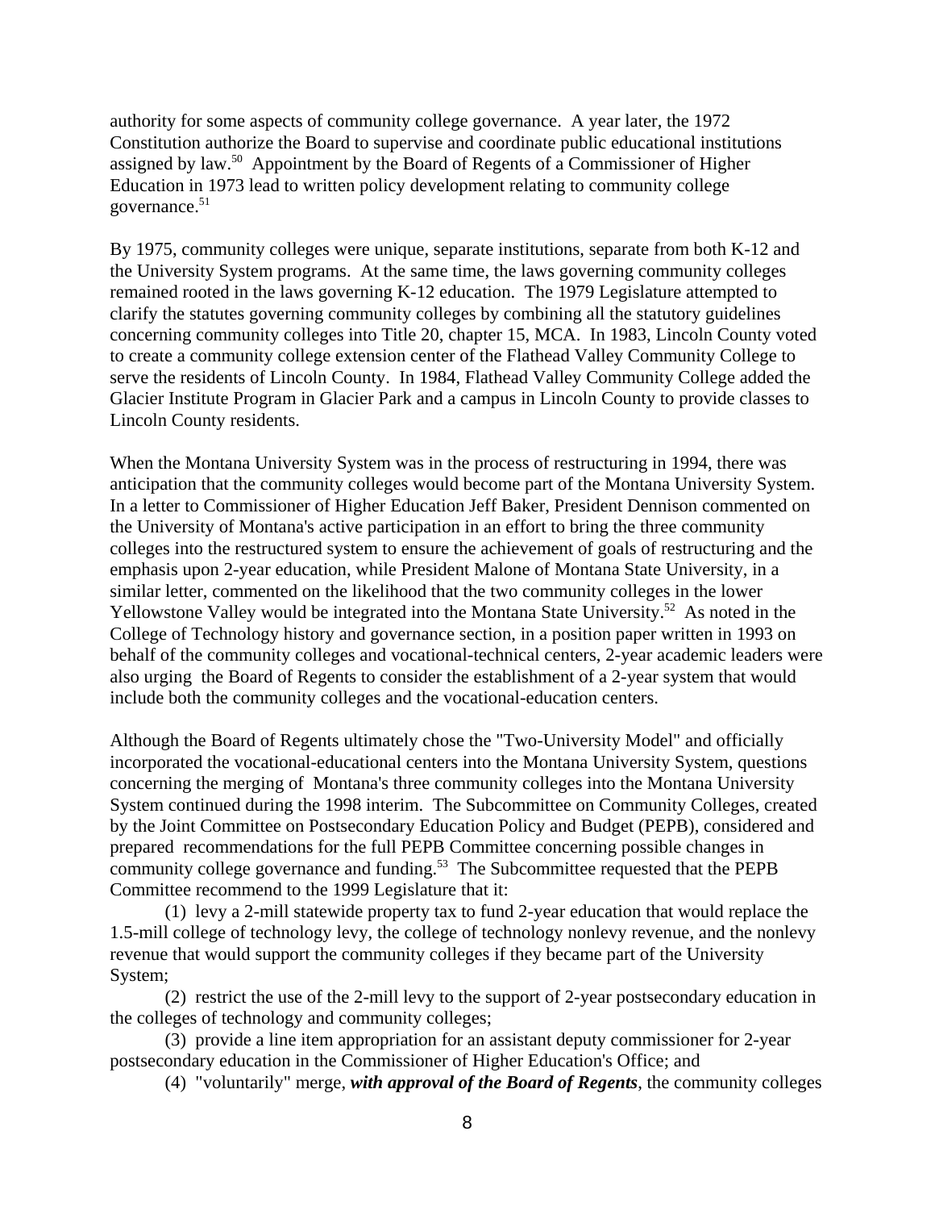authority for some aspects of community college governance. A year later, the 1972 Constitution authorize the Board to supervise and coordinate public educational institutions assigned by law.[50] Appointment by the Board of Regents of a Commissioner of Higher Education in 1973 lead to written policy development relating to community college governance.[51]

By 1975, community colleges were unique, separate institutions, separate from both K-12 and the University System programs. At the same time, the laws governing community colleges remained rooted in the laws governing K-12 education. The 1979 Legislature attempted to clarify the statutes governing community colleges by combining all the statutory guidelines concerning community colleges into Title 20, chapter 15, MCA. In 1983, Lincoln County voted to create a community college extension center of the Flathead Valley Community College to serve the residents of Lincoln County. In 1984, Flathead Valley Community College added the Glacier Institute Program in Glacier Park and a campus in Lincoln County to provide classes to Lincoln County residents.

When the Montana University System was in the process of restructuring in 1994, there was anticipation that the community colleges would become part of the Montana University System. In a letter to Commissioner of Higher Education Jeff Baker, President Dennison commented on the University of Montana's active participation in an effort to bring the three community colleges into the restructured system to ensure the achievement of goals of restructuring and the emphasis upon 2-year education, while President Malone of Montana State University, in a similar letter, commented on the likelihood that the two community colleges in the lower Yellowstone Valley would be integrated into the Montana State University.[52] As noted in the College of Technology history and governance section, in a position paper written in 1993 on behalf of the community colleges and vocational-technical centers, 2-year academic leaders were also urging the Board of Regents to consider the establishment of a 2-year system that would include both the community colleges and the vocational-education centers.

Although the Board of Regents ultimately chose the "Two-University Model" and officially incorporated the vocational-educational centers into the Montana University System, questions concerning the merging of Montana's three community colleges into the Montana University System continued during the 1998 interim. The Subcommittee on Community Colleges, created by the Joint Committee on Postsecondary Education Policy and Budget (PEPB), considered and prepared recommendations for the full PEPB Committee concerning possible changes in community college governance and funding.[53] The Subcommittee requested that the PEPB Committee recommend to the 1999 Legislature that it:

(1) levy a 2-mill statewide property tax to fund 2-year education that would replace the 1.5-mill college of technology levy, the college of technology nonlevy revenue, and the nonlevy revenue that would support the community colleges if they became part of the University System;

(2) restrict the use of the 2-mill levy to the support of 2-year postsecondary education in the colleges of technology and community colleges;

(3) provide a line item appropriation for an assistant deputy commissioner for 2-year postsecondary education in the Commissioner of Higher Education's Office; and

(4) "voluntarily" merge, ***with approval of the Board of Regents***, the community colleges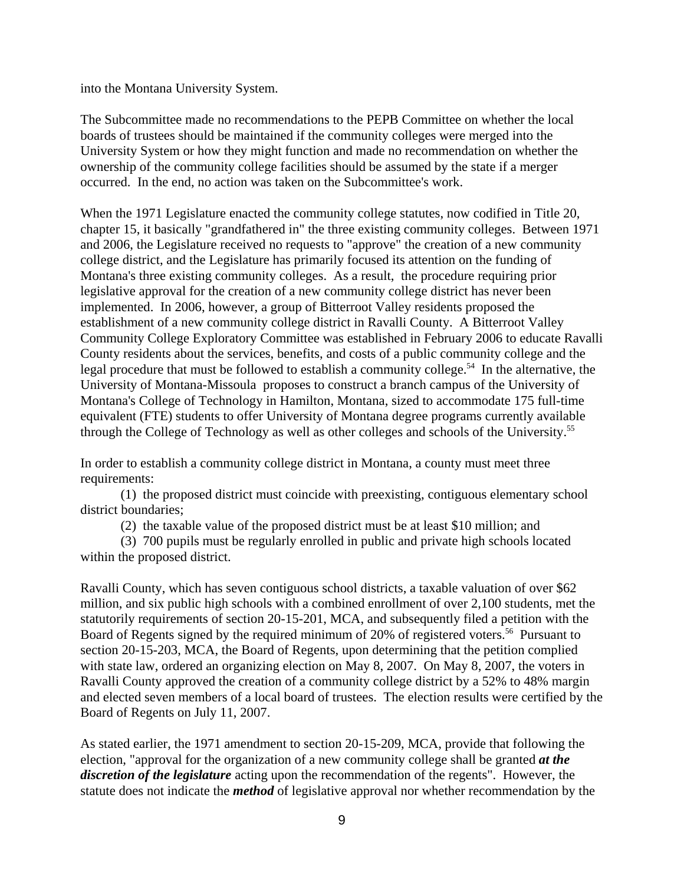into the Montana University System.

The Subcommittee made no recommendations to the PEPB Committee on whether the local boards of trustees should be maintained if the community colleges were merged into the University System or how they might function and made no recommendation on whether the ownership of the community college facilities should be assumed by the state if a merger occurred. In the end, no action was taken on the Subcommittee's work.

When the 1971 Legislature enacted the community college statutes, now codified in Title 20, chapter 15, it basically "grandfathered in" the three existing community colleges. Between 1971 and 2006, the Legislature received no requests to "approve" the creation of a new community college district, and the Legislature has primarily focused its attention on the funding of Montana's three existing community colleges. As a result, the procedure requiring prior legislative approval for the creation of a new community college district has never been implemented. In 2006, however, a group of Bitterroot Valley residents proposed the establishment of a new community college district in Ravalli County. A Bitterroot Valley Community College Exploratory Committee was established in February 2006 to educate Ravalli County residents about the services, benefits, and costs of a public community college and the legal procedure that must be followed to establish a community college.[54] In the alternative, the University of Montana-Missoula proposes to construct a branch campus of the University of Montana's College of Technology in Hamilton, Montana, sized to accommodate 175 full-time equivalent (FTE) students to offer University of Montana degree programs currently available through the College of Technology as well as other colleges and schools of the University.[55]

In order to establish a community college district in Montana, a county must meet three requirements:

(1) the proposed district must coincide with preexisting, contiguous elementary school district boundaries;

(2) the taxable value of the proposed district must be at least $10 million; and

(3) 700 pupils must be regularly enrolled in public and private high schools located within the proposed district.

Ravalli County, which has seven contiguous school districts, a taxable valuation of over $62 million, and six public high schools with a combined enrollment of over 2,100 students, met the statutorily requirements of section 20-15-201, MCA, and subsequently filed a petition with the Board of Regents signed by the required minimum of 20% of registered voters.[56] Pursuant to section 20-15-203, MCA, the Board of Regents, upon determining that the petition complied with state law, ordered an organizing election on May 8, 2007. On May 8, 2007, the voters in Ravalli County approved the creation of a community college district by a 52% to 48% margin and elected seven members of a local board of trustees. The election results were certified by the Board of Regents on July 11, 2007.

As stated earlier, the 1971 amendment to section 20-15-209, MCA, provide that following the election, "approval for the organization of a new community college shall be granted ***at the discretion of the legislature*** acting upon the recommendation of the regents". However, the statute does not indicate the ***method*** of legislative approval nor whether recommendation by the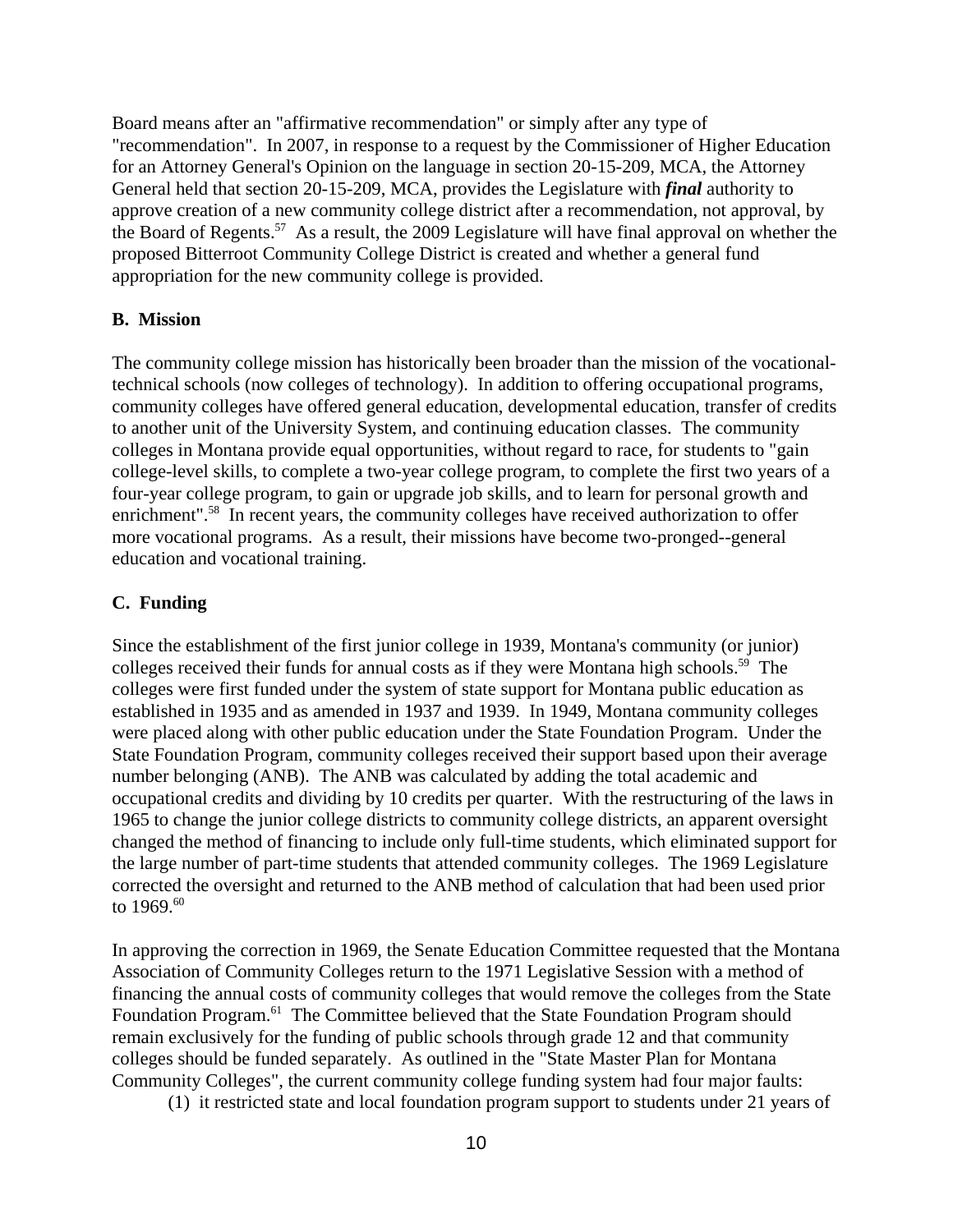Board means after an "affirmative recommendation" or simply after any type of "recommendation". In 2007, in response to a request by the Commissioner of Higher Education for an Attorney General's Opinion on the language in section 20-15-209, MCA, the Attorney General held that section 20-15-209, MCA, provides the Legislature with ***final*** authority to approve creation of a new community college district after a recommendation, not approval, by the Board of Regents.[57] As a result, the 2009 Legislature will have final approval on whether the proposed Bitterroot Community College District is created and whether a general fund appropriation for the new community college is provided.

**B. Mission**

The community college mission has historically been broader than the mission of the vocational-technical schools (now colleges of technology). In addition to offering occupational programs, community colleges have offered general education, developmental education, transfer of credits to another unit of the University System, and continuing education classes. The community colleges in Montana provide equal opportunities, without regard to race, for students to "gain college-level skills, to complete a two-year college program, to complete the first two years of a four-year college program, to gain or upgrade job skills, and to learn for personal growth and enrichment".[58] In recent years, the community colleges have received authorization to offer more vocational programs. As a result, their missions have become two-pronged--general education and vocational training.

**C. Funding**

Since the establishment of the first junior college in 1939, Montana's community (or junior) colleges received their funds for annual costs as if they were Montana high schools.[59] The colleges were first funded under the system of state support for Montana public education as established in 1935 and as amended in 1937 and 1939. In 1949, Montana community colleges were placed along with other public education under the State Foundation Program. Under the State Foundation Program, community colleges received their support based upon their average number belonging (ANB). The ANB was calculated by adding the total academic and occupational credits and dividing by 10 credits per quarter. With the restructuring of the laws in 1965 to change the junior college districts to community college districts, an apparent oversight changed the method of financing to include only full-time students, which eliminated support for the large number of part-time students that attended community colleges. The 1969 Legislature corrected the oversight and returned to the ANB method of calculation that had been used prior to 1969.[60]

In approving the correction in 1969, the Senate Education Committee requested that the Montana Association of Community Colleges return to the 1971 Legislative Session with a method of financing the annual costs of community colleges that would remove the colleges from the State Foundation Program.[61] The Committee believed that the State Foundation Program should remain exclusively for the funding of public schools through grade 12 and that community colleges should be funded separately. As outlined in the "State Master Plan for Montana Community Colleges", the current community college funding system had four major faults:

(1) it restricted state and local foundation program support to students under 21 years of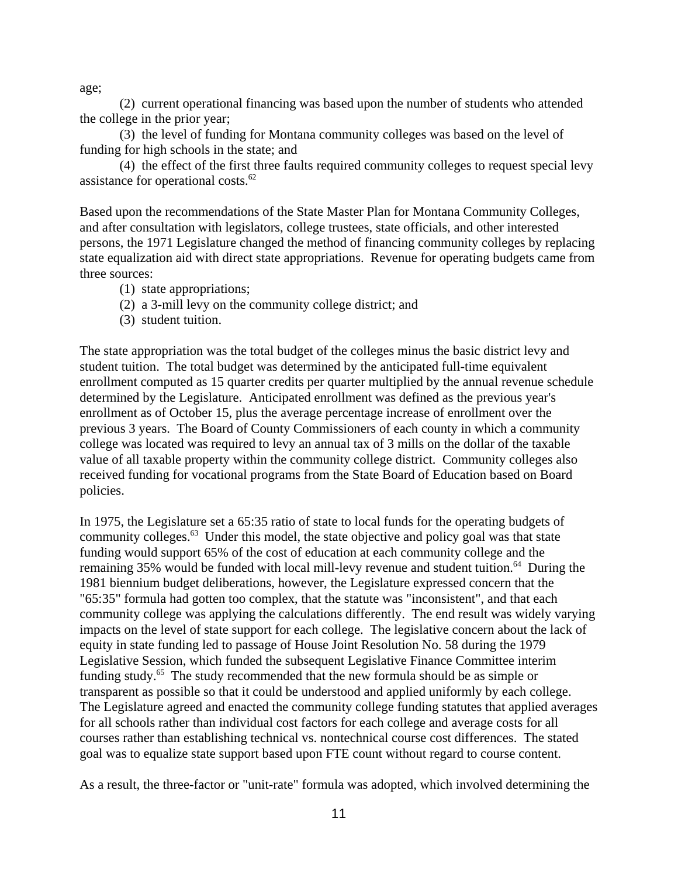age;

(2) current operational financing was based upon the number of students who attended the college in the prior year;

(3) the level of funding for Montana community colleges was based on the level of funding for high schools in the state; and

(4) the effect of the first three faults required community colleges to request special levy assistance for operational costs.[62]

Based upon the recommendations of the State Master Plan for Montana Community Colleges, and after consultation with legislators, college trustees, state officials, and other interested persons, the 1971 Legislature changed the method of financing community colleges by replacing state equalization aid with direct state appropriations. Revenue for operating budgets came from three sources:

(1) state appropriations;
(2) a 3-mill levy on the community college district; and
(3) student tuition.

The state appropriation was the total budget of the colleges minus the basic district levy and student tuition. The total budget was determined by the anticipated full-time equivalent enrollment computed as 15 quarter credits per quarter multiplied by the annual revenue schedule determined by the Legislature. Anticipated enrollment was defined as the previous year's enrollment as of October 15, plus the average percentage increase of enrollment over the previous 3 years. The Board of County Commissioners of each county in which a community college was located was required to levy an annual tax of 3 mills on the dollar of the taxable value of all taxable property within the community college district. Community colleges also received funding for vocational programs from the State Board of Education based on Board policies.

In 1975, the Legislature set a 65:35 ratio of state to local funds for the operating budgets of community colleges.[63] Under this model, the state objective and policy goal was that state funding would support 65% of the cost of education at each community college and the remaining 35% would be funded with local mill-levy revenue and student tuition.[64] During the 1981 biennium budget deliberations, however, the Legislature expressed concern that the "65:35" formula had gotten too complex, that the statute was "inconsistent", and that each community college was applying the calculations differently. The end result was widely varying impacts on the level of state support for each college. The legislative concern about the lack of equity in state funding led to passage of House Joint Resolution No. 58 during the 1979 Legislative Session, which funded the subsequent Legislative Finance Committee interim funding study.[65] The study recommended that the new formula should be as simple or transparent as possible so that it could be understood and applied uniformly by each college. The Legislature agreed and enacted the community college funding statutes that applied averages for all schools rather than individual cost factors for each college and average costs for all courses rather than establishing technical vs. nontechnical course cost differences. The stated goal was to equalize state support based upon FTE count without regard to course content.

As a result, the three-factor or "unit-rate" formula was adopted, which involved determining the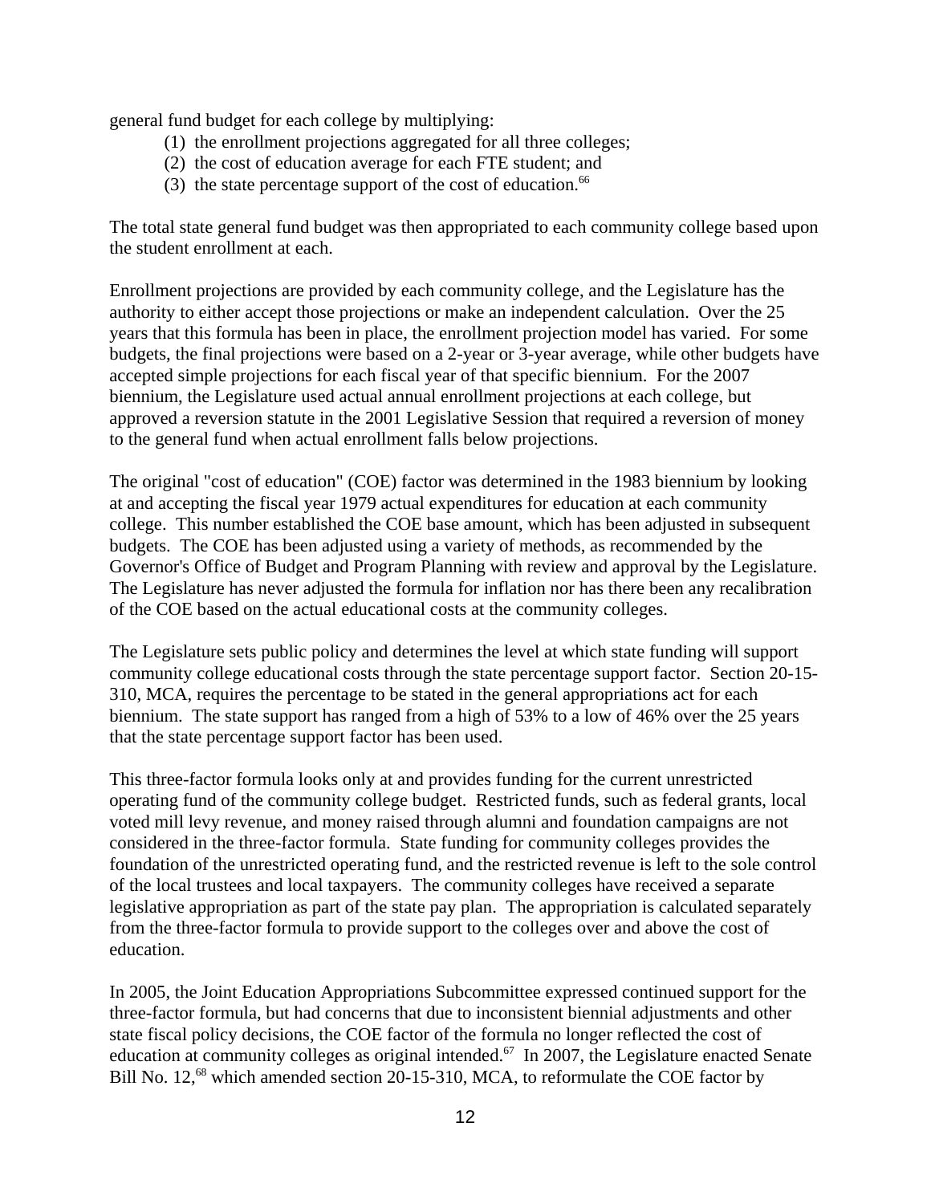general fund budget for each college by multiplying:

1. the enrollment projections aggregated for all three colleges;
2. the cost of education average for each FTE student; and
3. the state percentage support of the cost of education.[66]

The total state general fund budget was then appropriated to each community college based upon the student enrollment at each.

Enrollment projections are provided by each community college, and the Legislature has the authority to either accept those projections or make an independent calculation. Over the 25 years that this formula has been in place, the enrollment projection model has varied. For some budgets, the final projections were based on a 2-year or 3-year average, while other budgets have accepted simple projections for each fiscal year of that specific biennium. For the 2007 biennium, the Legislature used actual annual enrollment projections at each college, but approved a reversion statute in the 2001 Legislative Session that required a reversion of money to the general fund when actual enrollment falls below projections.

The original "cost of education" (COE) factor was determined in the 1983 biennium by looking at and accepting the fiscal year 1979 actual expenditures for education at each community college. This number established the COE base amount, which has been adjusted in subsequent budgets. The COE has been adjusted using a variety of methods, as recommended by the Governor's Office of Budget and Program Planning with review and approval by the Legislature. The Legislature has never adjusted the formula for inflation nor has there been any recalibration of the COE based on the actual educational costs at the community colleges.

The Legislature sets public policy and determines the level at which state funding will support community college educational costs through the state percentage support factor. Section 20-15-310, MCA, requires the percentage to be stated in the general appropriations act for each biennium. The state support has ranged from a high of 53% to a low of 46% over the 25 years that the state percentage support factor has been used.

This three-factor formula looks only at and provides funding for the current unrestricted operating fund of the community college budget. Restricted funds, such as federal grants, local voted mill levy revenue, and money raised through alumni and foundation campaigns are not considered in the three-factor formula. State funding for community colleges provides the foundation of the unrestricted operating fund, and the restricted revenue is left to the sole control of the local trustees and local taxpayers. The community colleges have received a separate legislative appropriation as part of the state pay plan. The appropriation is calculated separately from the three-factor formula to provide support to the colleges over and above the cost of education.

In 2005, the Joint Education Appropriations Subcommittee expressed continued support for the three-factor formula, but had concerns that due to inconsistent biennial adjustments and other state fiscal policy decisions, the COE factor of the formula no longer reflected the cost of education at community colleges as original intended.[67] In 2007, the Legislature enacted Senate Bill No. 12,[68] which amended section 20-15-310, MCA, to reformulate the COE factor by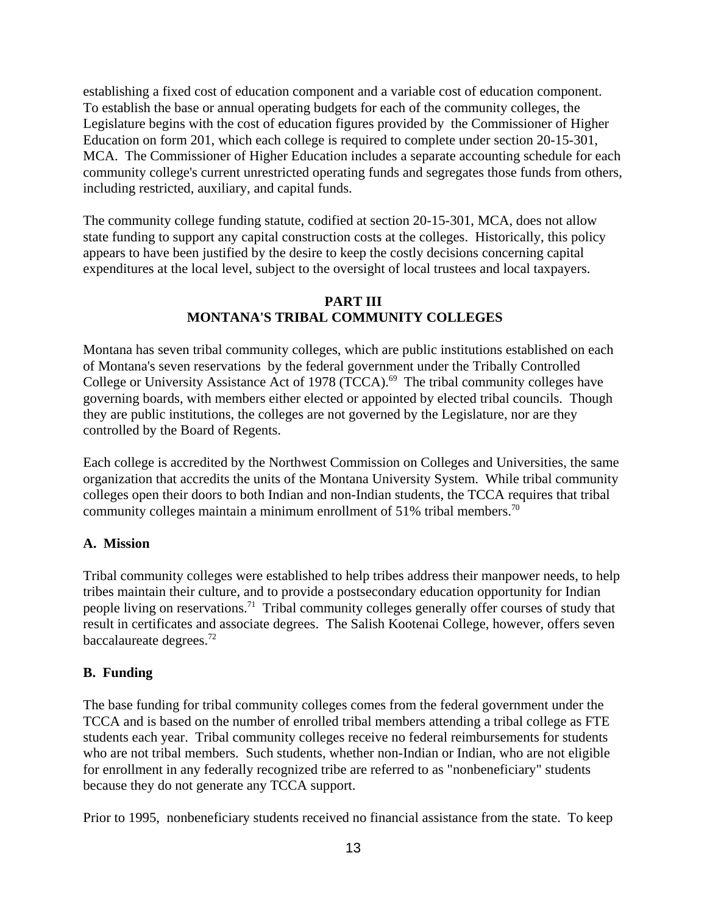establishing a fixed cost of education component and a variable cost of education component. To establish the base or annual operating budgets for each of the community colleges, the Legislature begins with the cost of education figures provided by the Commissioner of Higher Education on form 201, which each college is required to complete under section 20-15-301, MCA. The Commissioner of Higher Education includes a separate accounting schedule for each community college's current unrestricted operating funds and segregates those funds from others, including restricted, auxiliary, and capital funds.

The community college funding statute, codified at section 20-15-301, MCA, does not allow state funding to support any capital construction costs at the colleges. Historically, this policy appears to have been justified by the desire to keep the costly decisions concerning capital expenditures at the local level, subject to the oversight of local trustees and local taxpayers.

## PART III
## MONTANA'S TRIBAL COMMUNITY COLLEGES

Montana has seven tribal community colleges, which are public institutions established on each of Montana's seven reservations by the federal government under the Tribally Controlled College or University Assistance Act of 1978 (TCCA).[69] The tribal community colleges have governing boards, with members either elected or appointed by elected tribal councils. Though they are public institutions, the colleges are not governed by the Legislature, nor are they controlled by the Board of Regents.

Each college is accredited by the Northwest Commission on Colleges and Universities, the same organization that accredits the units of the Montana University System. While tribal community colleges open their doors to both Indian and non-Indian students, the TCCA requires that tribal community colleges maintain a minimum enrollment of 51% tribal members.[70]

### A. Mission

Tribal community colleges were established to help tribes address their manpower needs, to help tribes maintain their culture, and to provide a postsecondary education opportunity for Indian people living on reservations.[71] Tribal community colleges generally offer courses of study that result in certificates and associate degrees. The Salish Kootenai College, however, offers seven baccalaureate degrees.[72]

### B. Funding

The base funding for tribal community colleges comes from the federal government under the TCCA and is based on the number of enrolled tribal members attending a tribal college as FTE students each year. Tribal community colleges receive no federal reimbursements for students who are not tribal members. Such students, whether non-Indian or Indian, who are not eligible for enrollment in any federally recognized tribe are referred to as "nonbeneficiary" students because they do not generate any TCCA support.

Prior to 1995, nonbeneficiary students received no financial assistance from the state. To keep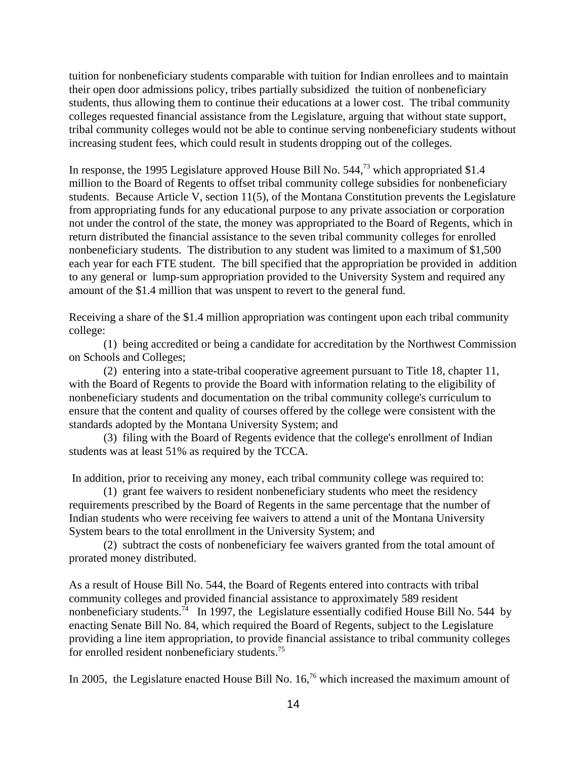tuition for nonbeneficiary students comparable with tuition for Indian enrollees and to maintain their open door admissions policy, tribes partially subsidized the tuition of nonbeneficiary students, thus allowing them to continue their educations at a lower cost. The tribal community colleges requested financial assistance from the Legislature, arguing that without state support, tribal community colleges would not be able to continue serving nonbeneficiary students without increasing student fees, which could result in students dropping out of the colleges.

In response, the 1995 Legislature approved House Bill No. 544,[73] which appropriated $1.4 million to the Board of Regents to offset tribal community college subsidies for nonbeneficiary students. Because Article V, section 11(5), of the Montana Constitution prevents the Legislature from appropriating funds for any educational purpose to any private association or corporation not under the control of the state, the money was appropriated to the Board of Regents, which in return distributed the financial assistance to the seven tribal community colleges for enrolled nonbeneficiary students. The distribution to any student was limited to a maximum of $1,500 each year for each FTE student. The bill specified that the appropriation be provided in addition to any general or lump-sum appropriation provided to the University System and required any amount of the $1.4 million that was unspent to revert to the general fund.

Receiving a share of the $1.4 million appropriation was contingent upon each tribal community college:

(1) being accredited or being a candidate for accreditation by the Northwest Commission on Schools and Colleges;

(2) entering into a state-tribal cooperative agreement pursuant to Title 18, chapter 11, with the Board of Regents to provide the Board with information relating to the eligibility of nonbeneficiary students and documentation on the tribal community college's curriculum to ensure that the content and quality of courses offered by the college were consistent with the standards adopted by the Montana University System; and

(3) filing with the Board of Regents evidence that the college's enrollment of Indian students was at least 51% as required by the TCCA.

In addition, prior to receiving any money, each tribal community college was required to:

(1) grant fee waivers to resident nonbeneficiary students who meet the residency requirements prescribed by the Board of Regents in the same percentage that the number of Indian students who were receiving fee waivers to attend a unit of the Montana University System bears to the total enrollment in the University System; and

(2) subtract the costs of nonbeneficiary fee waivers granted from the total amount of prorated money distributed.

As a result of House Bill No. 544, the Board of Regents entered into contracts with tribal community colleges and provided financial assistance to approximately 589 resident nonbeneficiary students.[74] In 1997, the Legislature essentially codified House Bill No. 544 by enacting Senate Bill No. 84, which required the Board of Regents, subject to the Legislature providing a line item appropriation, to provide financial assistance to tribal community colleges for enrolled resident nonbeneficiary students.[75]

In 2005, the Legislature enacted House Bill No. 16,[76] which increased the maximum amount of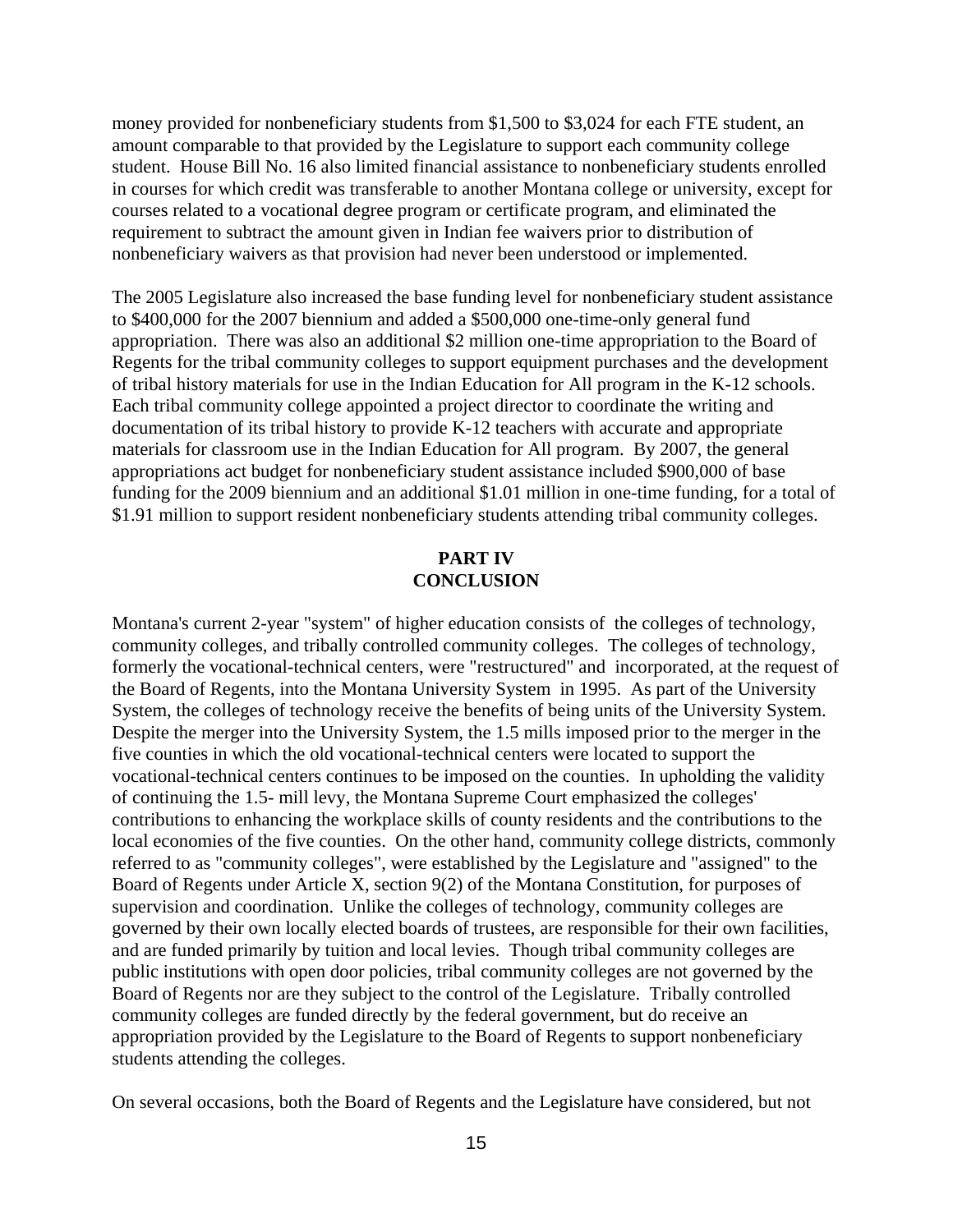money provided for nonbeneficiary students from $1,500 to $3,024 for each FTE student, an amount comparable to that provided by the Legislature to support each community college student. House Bill No. 16 also limited financial assistance to nonbeneficiary students enrolled in courses for which credit was transferable to another Montana college or university, except for courses related to a vocational degree program or certificate program, and eliminated the requirement to subtract the amount given in Indian fee waivers prior to distribution of nonbeneficiary waivers as that provision had never been understood or implemented.

The 2005 Legislature also increased the base funding level for nonbeneficiary student assistance to $400,000 for the 2007 biennium and added a $500,000 one-time-only general fund appropriation. There was also an additional $2 million one-time appropriation to the Board of Regents for the tribal community colleges to support equipment purchases and the development of tribal history materials for use in the Indian Education for All program in the K-12 schools. Each tribal community college appointed a project director to coordinate the writing and documentation of its tribal history to provide K-12 teachers with accurate and appropriate materials for classroom use in the Indian Education for All program. By 2007, the general appropriations act budget for nonbeneficiary student assistance included $900,000 of base funding for the 2009 biennium and an additional $1.01 million in one-time funding, for a total of $1.91 million to support resident nonbeneficiary students attending tribal community colleges.

## PART IV
## CONCLUSION

Montana's current 2-year "system" of higher education consists of the colleges of technology, community colleges, and tribally controlled community colleges. The colleges of technology, formerly the vocational-technical centers, were "restructured" and incorporated, at the request of the Board of Regents, into the Montana University System in 1995. As part of the University System, the colleges of technology receive the benefits of being units of the University System. Despite the merger into the University System, the 1.5 mills imposed prior to the merger in the five counties in which the old vocational-technical centers were located to support the vocational-technical centers continues to be imposed on the counties. In upholding the validity of continuing the 1.5- mill levy, the Montana Supreme Court emphasized the colleges' contributions to enhancing the workplace skills of county residents and the contributions to the local economies of the five counties. On the other hand, community college districts, commonly referred to as "community colleges", were established by the Legislature and "assigned" to the Board of Regents under Article X, section 9(2) of the Montana Constitution, for purposes of supervision and coordination. Unlike the colleges of technology, community colleges are governed by their own locally elected boards of trustees, are responsible for their own facilities, and are funded primarily by tuition and local levies. Though tribal community colleges are public institutions with open door policies, tribal community colleges are not governed by the Board of Regents nor are they subject to the control of the Legislature. Tribally controlled community colleges are funded directly by the federal government, but do receive an appropriation provided by the Legislature to the Board of Regents to support nonbeneficiary students attending the colleges.

On several occasions, both the Board of Regents and the Legislature have considered, but not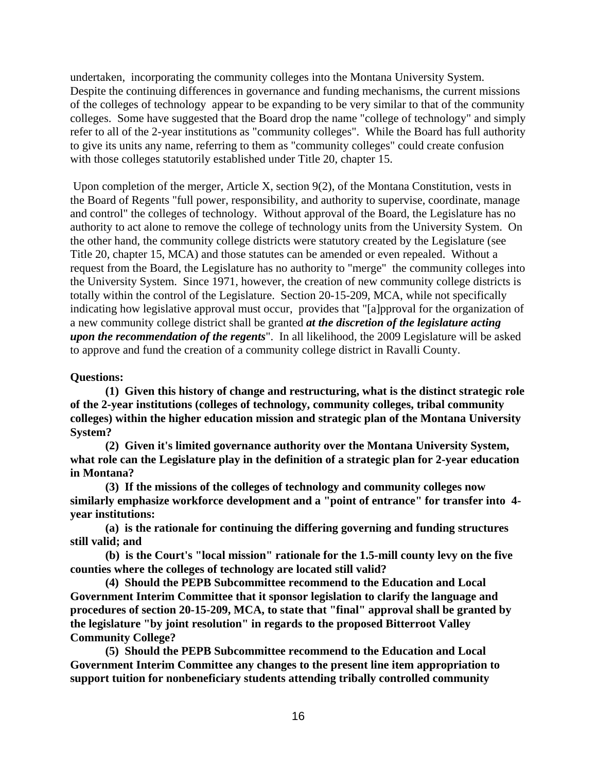undertaken, incorporating the community colleges into the Montana University System. Despite the continuing differences in governance and funding mechanisms, the current missions of the colleges of technology appear to be expanding to be very similar to that of the community colleges. Some have suggested that the Board drop the name "college of technology" and simply refer to all of the 2-year institutions as "community colleges". While the Board has full authority to give its units any name, referring to them as "community colleges" could create confusion with those colleges statutorily established under Title 20, chapter 15.

Upon completion of the merger, Article X, section 9(2), of the Montana Constitution, vests in the Board of Regents "full power, responsibility, and authority to supervise, coordinate, manage and control" the colleges of technology. Without approval of the Board, the Legislature has no authority to act alone to remove the college of technology units from the University System. On the other hand, the community college districts were statutory created by the Legislature (see Title 20, chapter 15, MCA) and those statutes can be amended or even repealed. Without a request from the Board, the Legislature has no authority to "merge" the community colleges into the University System. Since 1971, however, the creation of new community college districts is totally within the control of the Legislature. Section 20-15-209, MCA, while not specifically indicating how legislative approval must occur, provides that "[a]pproval for the organization of a new community college district shall be granted ***at the discretion of the legislature acting upon the recommendation of the regents***". In all likelihood, the 2009 Legislature will be asked to approve and fund the creation of a community college district in Ravalli County.

**Questions:**

**(1) Given this history of change and restructuring, what is the distinct strategic role of the 2-year institutions (colleges of technology, community colleges, tribal community colleges) within the higher education mission and strategic plan of the Montana University System?**

**(2) Given it's limited governance authority over the Montana University System, what role can the Legislature play in the definition of a strategic plan for 2-year education in Montana?**

**(3) If the missions of the colleges of technology and community colleges now similarly emphasize workforce development and a "point of entrance" for transfer into 4-year institutions:**

**(a) is the rationale for continuing the differing governing and funding structures still valid; and**

**(b) is the Court's "local mission" rationale for the 1.5-mill county levy on the five counties where the colleges of technology are located still valid?**

**(4) Should the PEPB Subcommittee recommend to the Education and Local Government Interim Committee that it sponsor legislation to clarify the language and procedures of section 20-15-209, MCA, to state that "final" approval shall be granted by the legislature "by joint resolution" in regards to the proposed Bitterroot Valley Community College?**

**(5) Should the PEPB Subcommittee recommend to the Education and Local Government Interim Committee any changes to the present line item appropriation to support tuition for nonbeneficiary students attending tribally controlled community**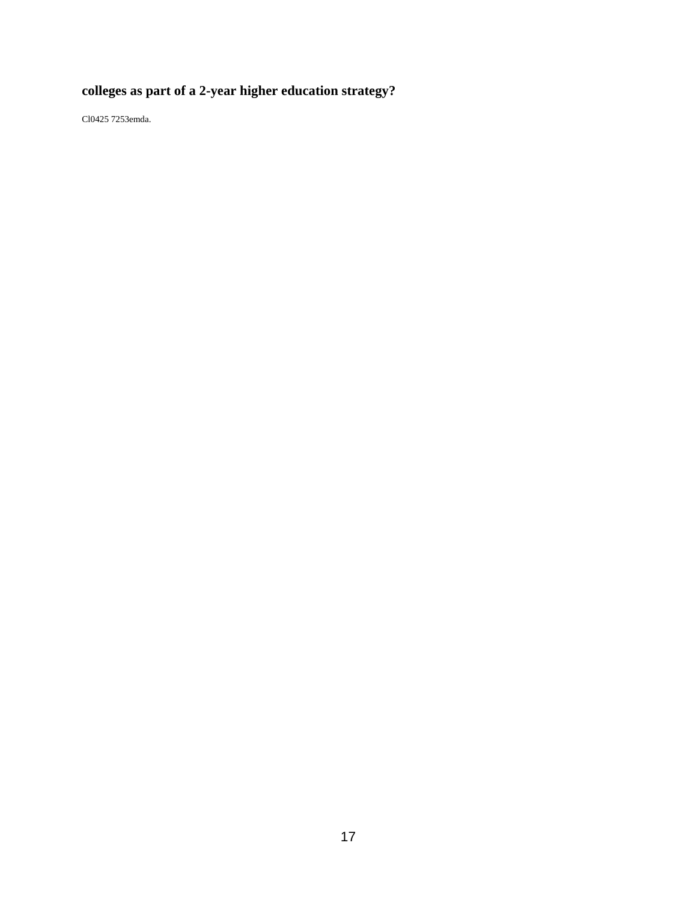**colleges as part of a 2-year higher education strategy?**

Cl0425 7253emda.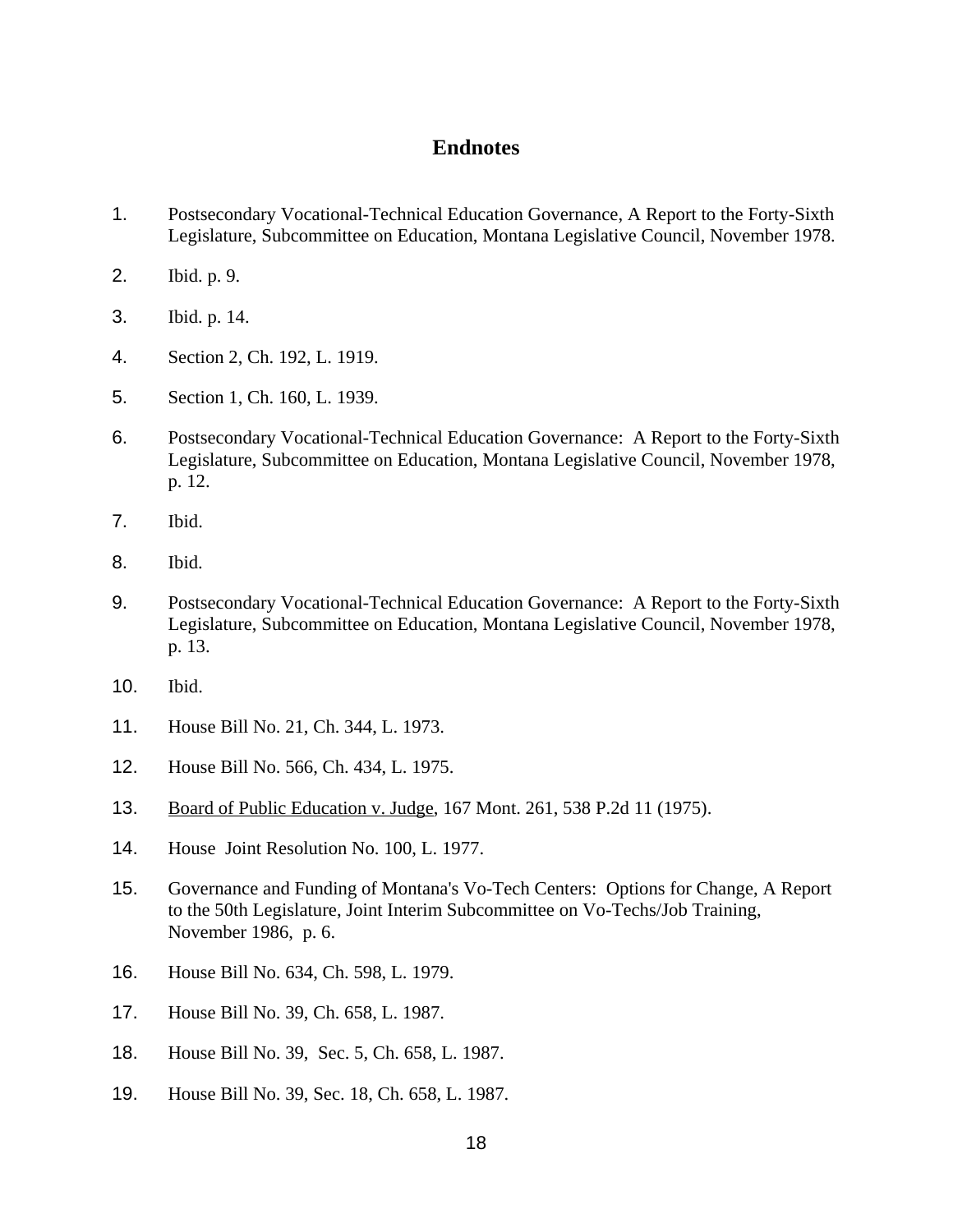## Endnotes

1. Postsecondary Vocational-Technical Education Governance, A Report to the Forty-Sixth Legislature, Subcommittee on Education, Montana Legislative Council, November 1978.

2. Ibid. p. 9.

3. Ibid. p. 14.

4. Section 2, Ch. 192, L. 1919.

5. Section 1, Ch. 160, L. 1939.

6. Postsecondary Vocational-Technical Education Governance: A Report to the Forty-Sixth Legislature, Subcommittee on Education, Montana Legislative Council, November 1978, p. 12.

7. Ibid.

8. Ibid.

9. Postsecondary Vocational-Technical Education Governance: A Report to the Forty-Sixth Legislature, Subcommittee on Education, Montana Legislative Council, November 1978, p. 13.

10. Ibid.

11. House Bill No. 21, Ch. 344, L. 1973.

12. House Bill No. 566, Ch. 434, L. 1975.

13. Board of Public Education v. Judge, 167 Mont. 261, 538 P.2d 11 (1975).

14. House Joint Resolution No. 100, L. 1977.

15. Governance and Funding of Montana's Vo-Tech Centers: Options for Change, A Report to the 50th Legislature, Joint Interim Subcommittee on Vo-Techs/Job Training, November 1986, p. 6.

16. House Bill No. 634, Ch. 598, L. 1979.

17. House Bill No. 39, Ch. 658, L. 1987.

18. House Bill No. 39, Sec. 5, Ch. 658, L. 1987.

19. House Bill No. 39, Sec. 18, Ch. 658, L. 1987.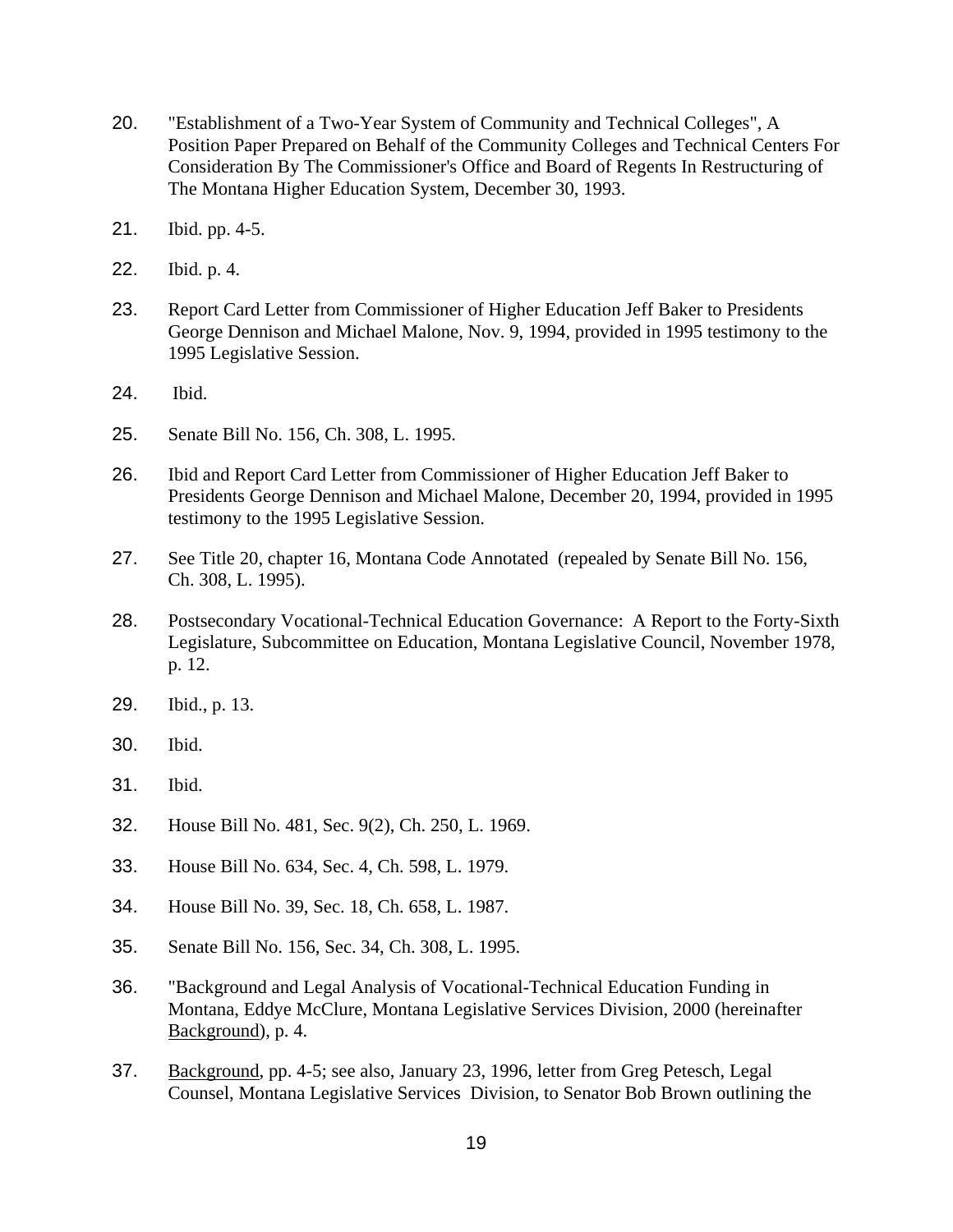20. "Establishment of a Two-Year System of Community and Technical Colleges", A Position Paper Prepared on Behalf of the Community Colleges and Technical Centers For Consideration By The Commissioner's Office and Board of Regents In Restructuring of The Montana Higher Education System, December 30, 1993.

21. Ibid. pp. 4-5.

22. Ibid. p. 4.

23. Report Card Letter from Commissioner of Higher Education Jeff Baker to Presidents George Dennison and Michael Malone, Nov. 9, 1994, provided in 1995 testimony to the 1995 Legislative Session.

24. Ibid.

25. Senate Bill No. 156, Ch. 308, L. 1995.

26. Ibid and Report Card Letter from Commissioner of Higher Education Jeff Baker to Presidents George Dennison and Michael Malone, December 20, 1994, provided in 1995 testimony to the 1995 Legislative Session.

27. See Title 20, chapter 16, Montana Code Annotated (repealed by Senate Bill No. 156, Ch. 308, L. 1995).

28. Postsecondary Vocational-Technical Education Governance: A Report to the Forty-Sixth Legislature, Subcommittee on Education, Montana Legislative Council, November 1978, p. 12.

29. Ibid., p. 13.

30. Ibid.

31. Ibid.

32. House Bill No. 481, Sec. 9(2), Ch. 250, L. 1969.

33. House Bill No. 634, Sec. 4, Ch. 598, L. 1979.

34. House Bill No. 39, Sec. 18, Ch. 658, L. 1987.

35. Senate Bill No. 156, Sec. 34, Ch. 308, L. 1995.

36. "Background and Legal Analysis of Vocational-Technical Education Funding in Montana, Eddye McClure, Montana Legislative Services Division, 2000 (hereinafter Background), p. 4.

37. Background, pp. 4-5; see also, January 23, 1996, letter from Greg Petesch, Legal Counsel, Montana Legislative Services Division, to Senator Bob Brown outlining the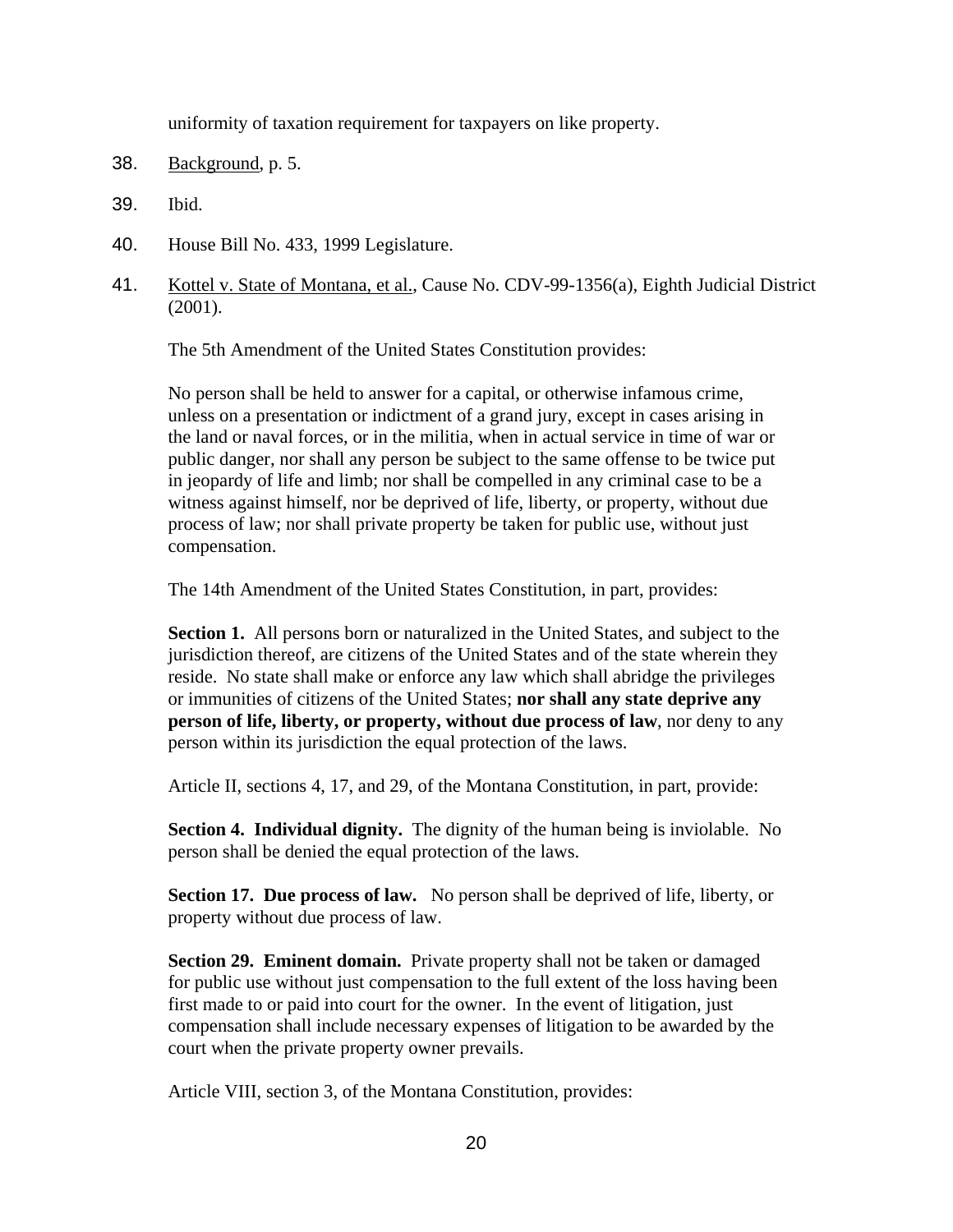uniformity of taxation requirement for taxpayers on like property.

38. Background, p. 5.

39. Ibid.

40. House Bill No. 433, 1999 Legislature.

41. Kottel v. State of Montana, et al., Cause No. CDV-99-1356(a), Eighth Judicial District (2001).

The 5th Amendment of the United States Constitution provides:

No person shall be held to answer for a capital, or otherwise infamous crime, unless on a presentation or indictment of a grand jury, except in cases arising in the land or naval forces, or in the militia, when in actual service in time of war or public danger, nor shall any person be subject to the same offense to be twice put in jeopardy of life and limb; nor shall be compelled in any criminal case to be a witness against himself, nor be deprived of life, liberty, or property, without due process of law; nor shall private property be taken for public use, without just compensation.

The 14th Amendment of the United States Constitution, in part, provides:

**Section 1.** All persons born or naturalized in the United States, and subject to the jurisdiction thereof, are citizens of the United States and of the state wherein they reside. No state shall make or enforce any law which shall abridge the privileges or immunities of citizens of the United States; **nor shall any state deprive any person of life, liberty, or property, without due process of law**, nor deny to any person within its jurisdiction the equal protection of the laws.

Article II, sections 4, 17, and 29, of the Montana Constitution, in part, provide:

**Section 4. Individual dignity.** The dignity of the human being is inviolable. No person shall be denied the equal protection of the laws.

**Section 17. Due process of law.** No person shall be deprived of life, liberty, or property without due process of law.

**Section 29. Eminent domain.** Private property shall not be taken or damaged for public use without just compensation to the full extent of the loss having been first made to or paid into court for the owner. In the event of litigation, just compensation shall include necessary expenses of litigation to be awarded by the court when the private property owner prevails.

Article VIII, section 3, of the Montana Constitution, provides: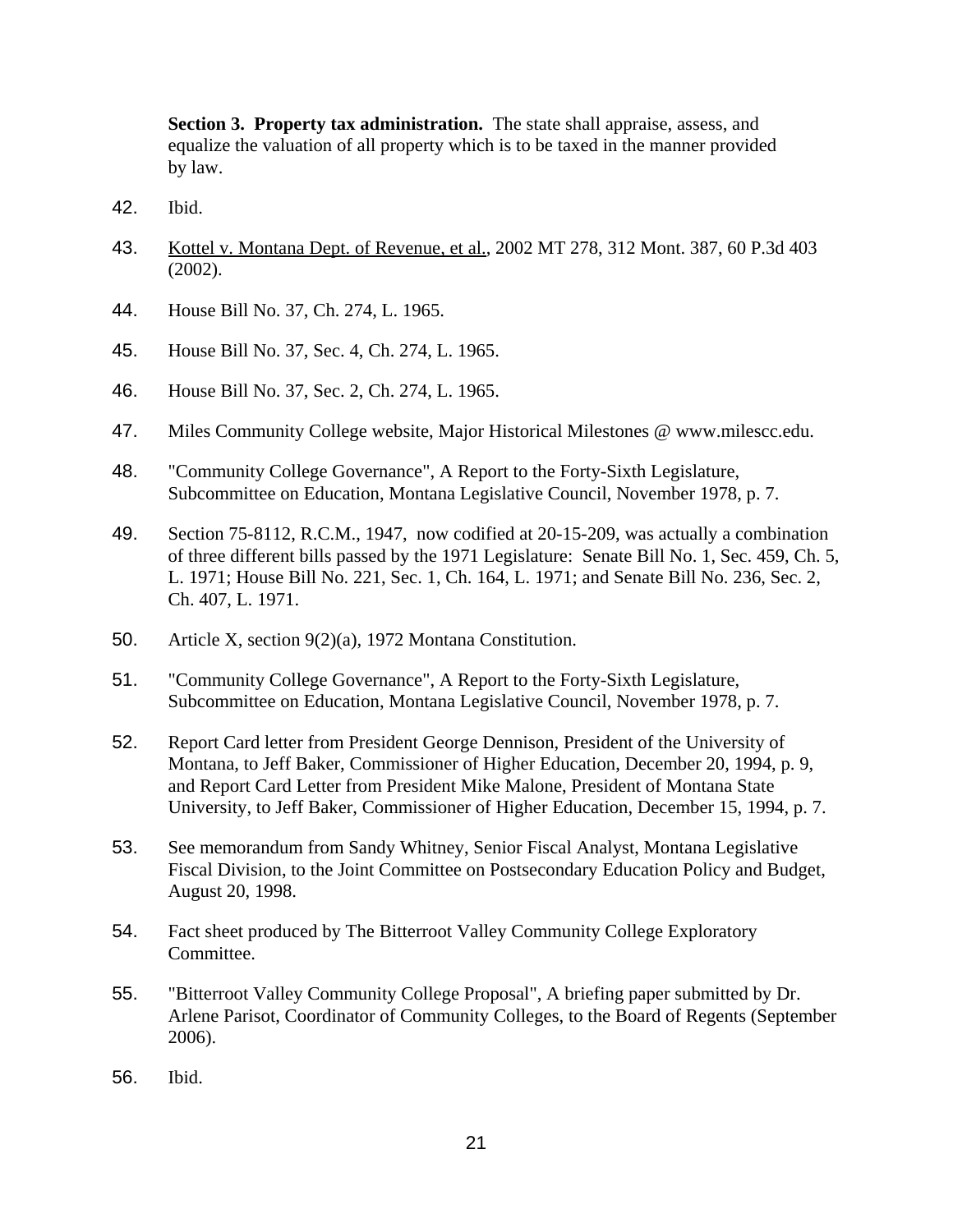**Section 3. Property tax administration.** The state shall appraise, assess, and equalize the valuation of all property which is to be taxed in the manner provided by law.

42. Ibid.

43. Kottel v. Montana Dept. of Revenue, et al., 2002 MT 278, 312 Mont. 387, 60 P.3d 403 (2002).

44. House Bill No. 37, Ch. 274, L. 1965.

45. House Bill No. 37, Sec. 4, Ch. 274, L. 1965.

46. House Bill No. 37, Sec. 2, Ch. 274, L. 1965.

47. Miles Community College website, Major Historical Milestones @ www.milescc.edu.

48. "Community College Governance", A Report to the Forty-Sixth Legislature, Subcommittee on Education, Montana Legislative Council, November 1978, p. 7.

49. Section 75-8112, R.C.M., 1947, now codified at 20-15-209, was actually a combination of three different bills passed by the 1971 Legislature: Senate Bill No. 1, Sec. 459, Ch. 5, L. 1971; House Bill No. 221, Sec. 1, Ch. 164, L. 1971; and Senate Bill No. 236, Sec. 2, Ch. 407, L. 1971.

50. Article X, section 9(2)(a), 1972 Montana Constitution.

51. "Community College Governance", A Report to the Forty-Sixth Legislature, Subcommittee on Education, Montana Legislative Council, November 1978, p. 7.

52. Report Card letter from President George Dennison, President of the University of Montana, to Jeff Baker, Commissioner of Higher Education, December 20, 1994, p. 9, and Report Card Letter from President Mike Malone, President of Montana State University, to Jeff Baker, Commissioner of Higher Education, December 15, 1994, p. 7.

53. See memorandum from Sandy Whitney, Senior Fiscal Analyst, Montana Legislative Fiscal Division, to the Joint Committee on Postsecondary Education Policy and Budget, August 20, 1998.

54. Fact sheet produced by The Bitterroot Valley Community College Exploratory Committee.

55. "Bitterroot Valley Community College Proposal", A briefing paper submitted by Dr. Arlene Parisot, Coordinator of Community Colleges, to the Board of Regents (September 2006).

56. Ibid.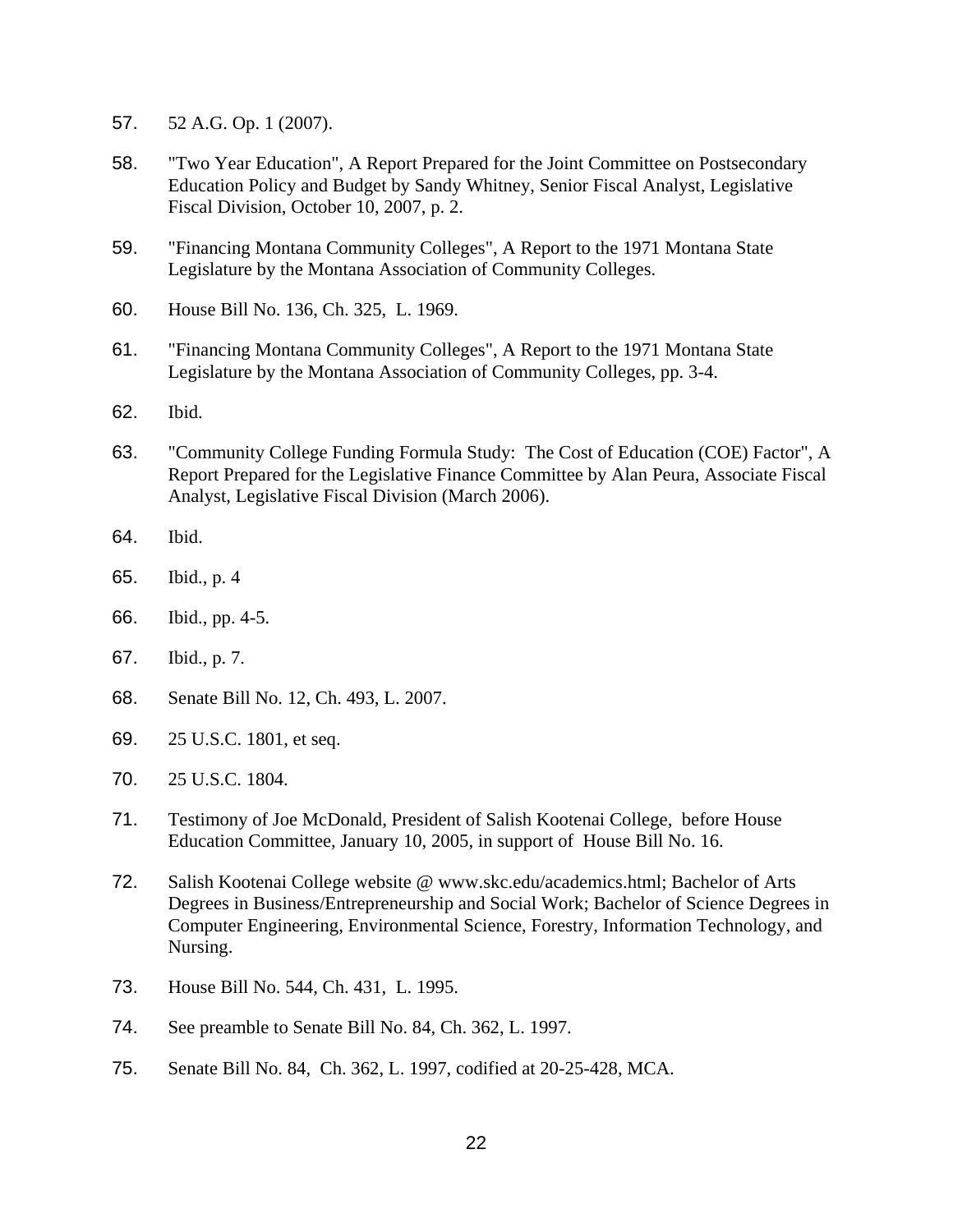57. 52 A.G. Op. 1 (2007).

58. "Two Year Education", A Report Prepared for the Joint Committee on Postsecondary Education Policy and Budget by Sandy Whitney, Senior Fiscal Analyst, Legislative Fiscal Division, October 10, 2007, p. 2.

59. "Financing Montana Community Colleges", A Report to the 1971 Montana State Legislature by the Montana Association of Community Colleges.

60. House Bill No. 136, Ch. 325, L. 1969.

61. "Financing Montana Community Colleges", A Report to the 1971 Montana State Legislature by the Montana Association of Community Colleges, pp. 3-4.

62. Ibid.

63. "Community College Funding Formula Study: The Cost of Education (COE) Factor", A Report Prepared for the Legislative Finance Committee by Alan Peura, Associate Fiscal Analyst, Legislative Fiscal Division (March 2006).

64. Ibid.

65. Ibid., p. 4

66. Ibid., pp. 4-5.

67. Ibid., p. 7.

68. Senate Bill No. 12, Ch. 493, L. 2007.

69. 25 U.S.C. 1801, et seq.

70. 25 U.S.C. 1804.

71. Testimony of Joe McDonald, President of Salish Kootenai College, before House Education Committee, January 10, 2005, in support of House Bill No. 16.

72. Salish Kootenai College website @ www.skc.edu/academics.html; Bachelor of Arts Degrees in Business/Entrepreneurship and Social Work; Bachelor of Science Degrees in Computer Engineering, Environmental Science, Forestry, Information Technology, and Nursing.

73. House Bill No. 544, Ch. 431, L. 1995.

74. See preamble to Senate Bill No. 84, Ch. 362, L. 1997.

75. Senate Bill No. 84, Ch. 362, L. 1997, codified at 20-25-428, MCA.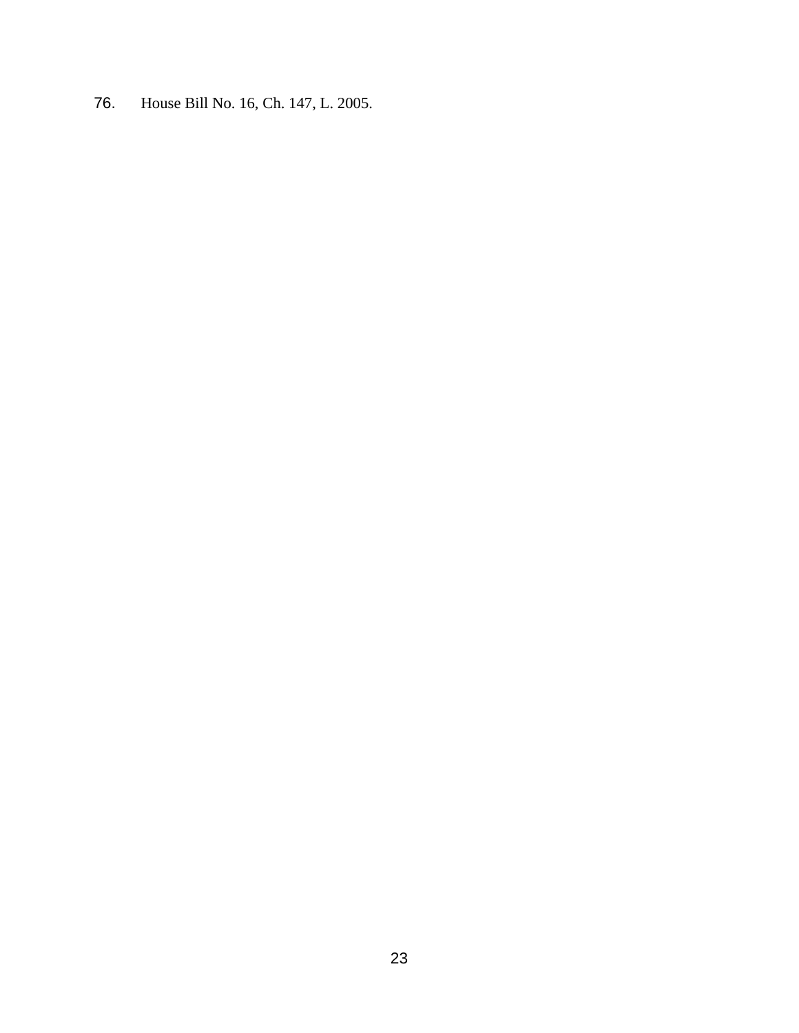76. House Bill No. 16, Ch. 147, L. 2005.